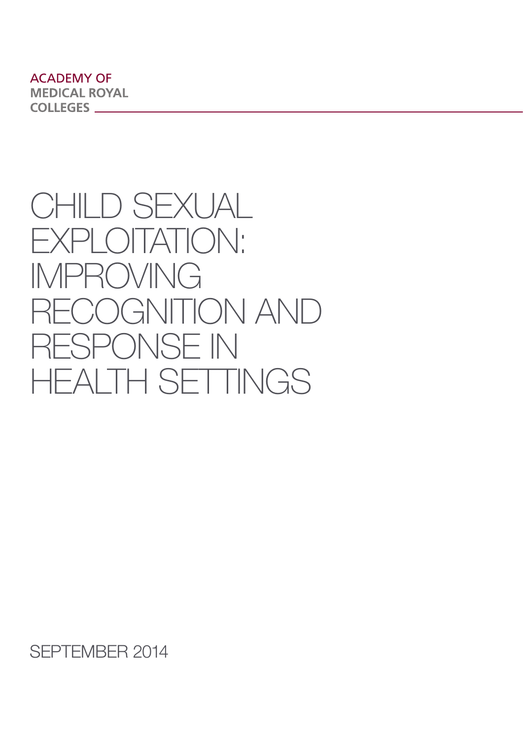ACADEMY OF
MEDICAL ROYAL
COLLEGES

# CHILD SEXUAL EXPLOITATION: IMPROVING RECOGNITION AND RESPONSE IN HEALTH SETTINGS

SEPTEMBER 2014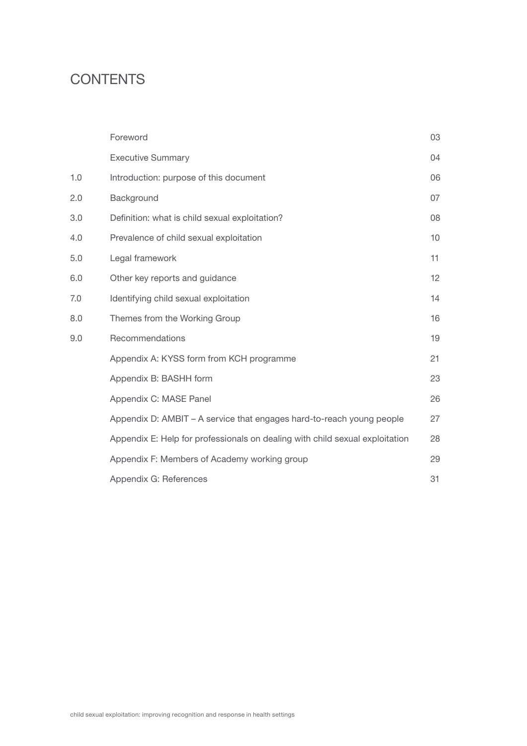# CONTENTS

| | | |
|---|---|---|
| | Foreword | 03 |
| | Executive Summary | 04 |
| 1.0 | Introduction: purpose of this document | 06 |
| 2.0 | Background | 07 |
| 3.0 | Definition: what is child sexual exploitation? | 08 |
| 4.0 | Prevalence of child sexual exploitation | 10 |
| 5.0 | Legal framework | 11 |
| 6.0 | Other key reports and guidance | 12 |
| 7.0 | Identifying child sexual exploitation | 14 |
| 8.0 | Themes from the Working Group | 16 |
| 9.0 | Recommendations | 19 |
| | Appendix A: KYSS form from KCH programme | 21 |
| | Appendix B: BASHH form | 23 |
| | Appendix C: MASE Panel | 26 |
| | Appendix D: AMBIT – A service that engages hard-to-reach young people | 27 |
| | Appendix E: Help for professionals on dealing with child sexual exploitation | 28 |
| | Appendix F: Members of Academy working group | 29 |
| | Appendix G: References | 31 |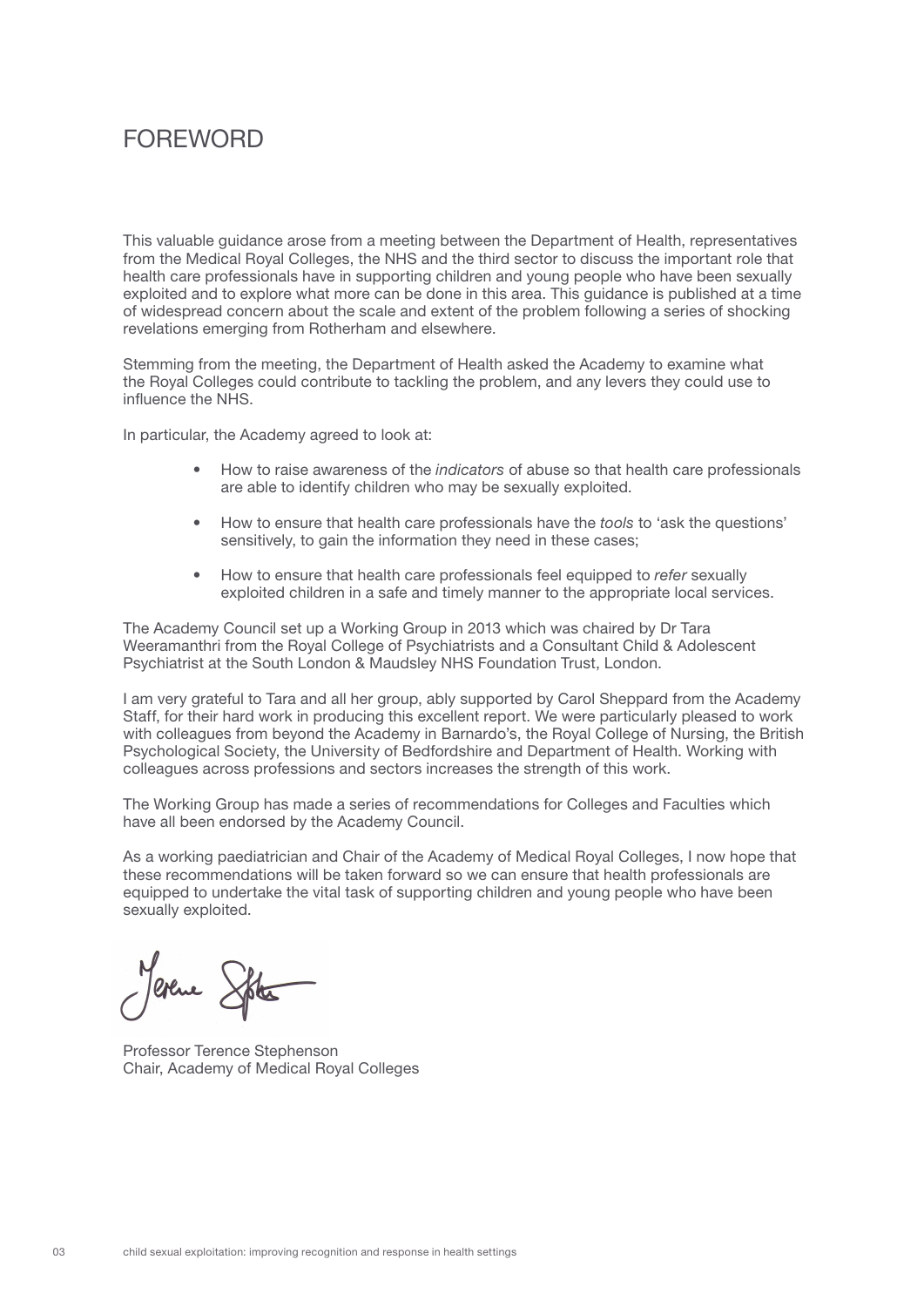# FOREWORD

This valuable guidance arose from a meeting between the Department of Health, representatives from the Medical Royal Colleges, the NHS and the third sector to discuss the important role that health care professionals have in supporting children and young people who have been sexually exploited and to explore what more can be done in this area. This guidance is published at a time of widespread concern about the scale and extent of the problem following a series of shocking revelations emerging from Rotherham and elsewhere.

Stemming from the meeting, the Department of Health asked the Academy to examine what the Royal Colleges could contribute to tackling the problem, and any levers they could use to influence the NHS.

In particular, the Academy agreed to look at:

- How to raise awareness of the *indicators* of abuse so that health care professionals are able to identify children who may be sexually exploited.
- How to ensure that health care professionals have the *tools* to 'ask the questions' sensitively, to gain the information they need in these cases;
- How to ensure that health care professionals feel equipped to *refer* sexually exploited children in a safe and timely manner to the appropriate local services.

The Academy Council set up a Working Group in 2013 which was chaired by Dr Tara Weeramanthri from the Royal College of Psychiatrists and a Consultant Child & Adolescent Psychiatrist at the South London & Maudsley NHS Foundation Trust, London.

I am very grateful to Tara and all her group, ably supported by Carol Sheppard from the Academy Staff, for their hard work in producing this excellent report. We were particularly pleased to work with colleagues from beyond the Academy in Barnardo's, the Royal College of Nursing, the British Psychological Society, the University of Bedfordshire and Department of Health. Working with colleagues across professions and sectors increases the strength of this work.

The Working Group has made a series of recommendations for Colleges and Faculties which have all been endorsed by the Academy Council.

As a working paediatrician and Chair of the Academy of Medical Royal Colleges, I now hope that these recommendations will be taken forward so we can ensure that health professionals are equipped to undertake the vital task of supporting children and young people who have been sexually exploited.

Professor Terence Stephenson
Chair, Academy of Medical Royal Colleges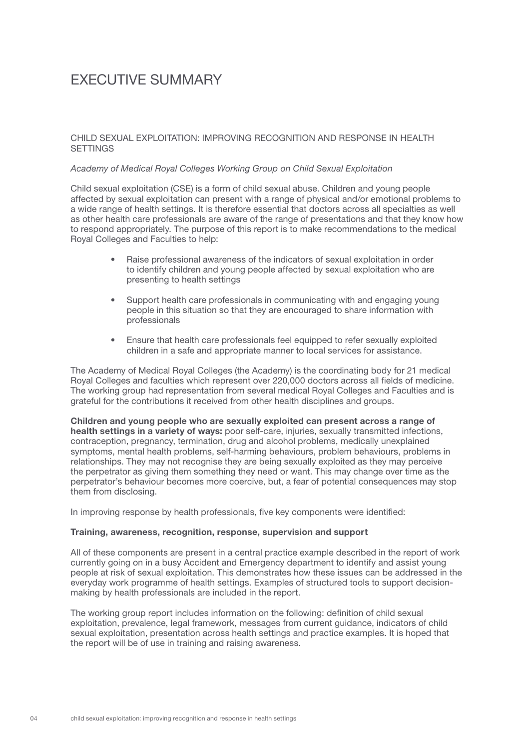# EXECUTIVE SUMMARY

## CHILD SEXUAL EXPLOITATION: IMPROVING RECOGNITION AND RESPONSE IN HEALTH SETTINGS

*Academy of Medical Royal Colleges Working Group on Child Sexual Exploitation*

Child sexual exploitation (CSE) is a form of child sexual abuse. Children and young people affected by sexual exploitation can present with a range of physical and/or emotional problems to a wide range of health settings. It is therefore essential that doctors across all specialties as well as other health care professionals are aware of the range of presentations and that they know how to respond appropriately. The purpose of this report is to make recommendations to the medical Royal Colleges and Faculties to help:

- Raise professional awareness of the indicators of sexual exploitation in order to identify children and young people affected by sexual exploitation who are presenting to health settings
- Support health care professionals in communicating with and engaging young people in this situation so that they are encouraged to share information with professionals
- Ensure that health care professionals feel equipped to refer sexually exploited children in a safe and appropriate manner to local services for assistance.

The Academy of Medical Royal Colleges (the Academy) is the coordinating body for 21 medical Royal Colleges and faculties which represent over 220,000 doctors across all fields of medicine. The working group had representation from several medical Royal Colleges and Faculties and is grateful for the contributions it received from other health disciplines and groups.

**Children and young people who are sexually exploited can present across a range of health settings in a variety of ways:** poor self-care, injuries, sexually transmitted infections, contraception, pregnancy, termination, drug and alcohol problems, medically unexplained symptoms, mental health problems, self-harming behaviours, problem behaviours, problems in relationships. They may not recognise they are being sexually exploited as they may perceive the perpetrator as giving them something they need or want. This may change over time as the perpetrator's behaviour becomes more coercive, but, a fear of potential consequences may stop them from disclosing.

In improving response by health professionals, five key components were identified:

**Training, awareness, recognition, response, supervision and support**

All of these components are present in a central practice example described in the report of work currently going on in a busy Accident and Emergency department to identify and assist young people at risk of sexual exploitation. This demonstrates how these issues can be addressed in the everyday work programme of health settings. Examples of structured tools to support decision-making by health professionals are included in the report.

The working group report includes information on the following: definition of child sexual exploitation, prevalence, legal framework, messages from current guidance, indicators of child sexual exploitation, presentation across health settings and practice examples. It is hoped that the report will be of use in training and raising awareness.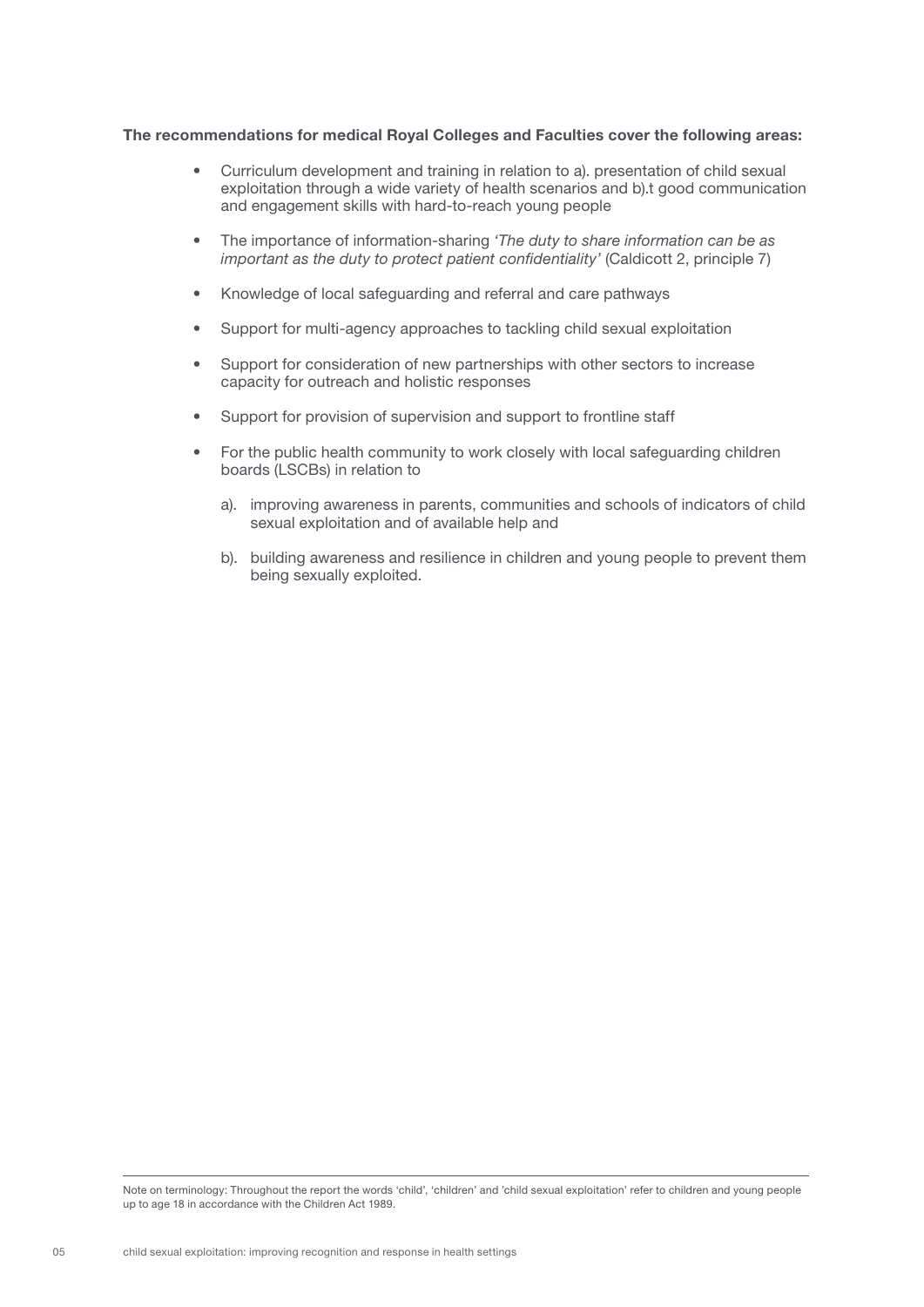**The recommendations for medical Royal Colleges and Faculties cover the following areas:**

- Curriculum development and training in relation to a). presentation of child sexual exploitation through a wide variety of health scenarios and b).t good communication and engagement skills with hard-to-reach young people
- The importance of information-sharing *'The duty to share information can be as important as the duty to protect patient confidentiality'* (Caldicott 2, principle 7)
- Knowledge of local safeguarding and referral and care pathways
- Support for multi-agency approaches to tackling child sexual exploitation
- Support for consideration of new partnerships with other sectors to increase capacity for outreach and holistic responses
- Support for provision of supervision and support to frontline staff
- For the public health community to work closely with local safeguarding children boards (LSCBs) in relation to

  a). improving awareness in parents, communities and schools of indicators of child sexual exploitation and of available help and

  b). building awareness and resilience in children and young people to prevent them being sexually exploited.

---

Note on terminology: Throughout the report the words 'child', 'children' and 'child sexual exploitation' refer to children and young people up to age 18 in accordance with the Children Act 1989.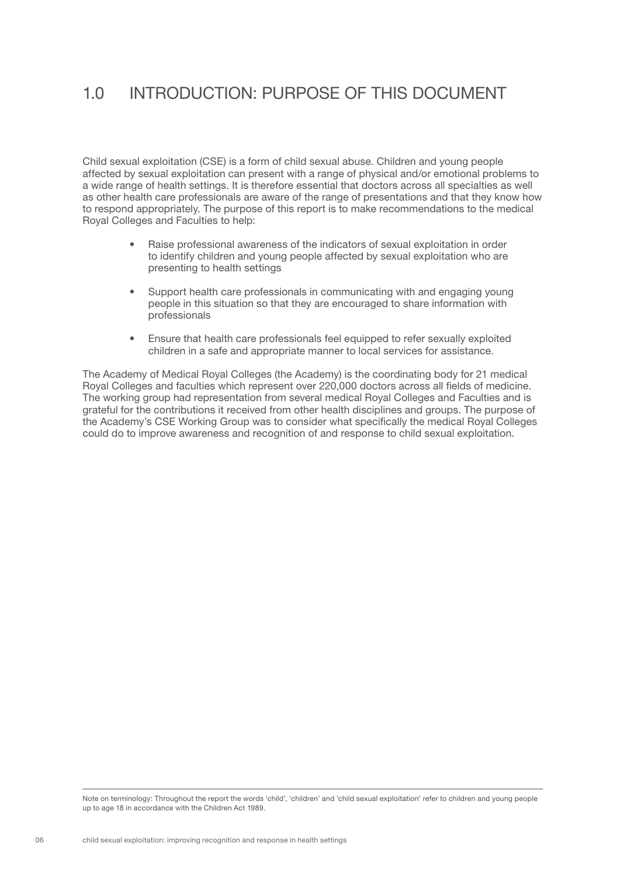# 1.0 INTRODUCTION: PURPOSE OF THIS DOCUMENT

Child sexual exploitation (CSE) is a form of child sexual abuse. Children and young people affected by sexual exploitation can present with a range of physical and/or emotional problems to a wide range of health settings. It is therefore essential that doctors across all specialties as well as other health care professionals are aware of the range of presentations and that they know how to respond appropriately. The purpose of this report is to make recommendations to the medical Royal Colleges and Faculties to help:

- Raise professional awareness of the indicators of sexual exploitation in order to identify children and young people affected by sexual exploitation who are presenting to health settings
- Support health care professionals in communicating with and engaging young people in this situation so that they are encouraged to share information with professionals
- Ensure that health care professionals feel equipped to refer sexually exploited children in a safe and appropriate manner to local services for assistance.

The Academy of Medical Royal Colleges (the Academy) is the coordinating body for 21 medical Royal Colleges and faculties which represent over 220,000 doctors across all fields of medicine. The working group had representation from several medical Royal Colleges and Faculties and is grateful for the contributions it received from other health disciplines and groups. The purpose of the Academy's CSE Working Group was to consider what specifically the medical Royal Colleges could do to improve awareness and recognition of and response to child sexual exploitation.

Note on terminology: Throughout the report the words 'child', 'children' and 'child sexual exploitation' refer to children and young people up to age 18 in accordance with the Children Act 1989.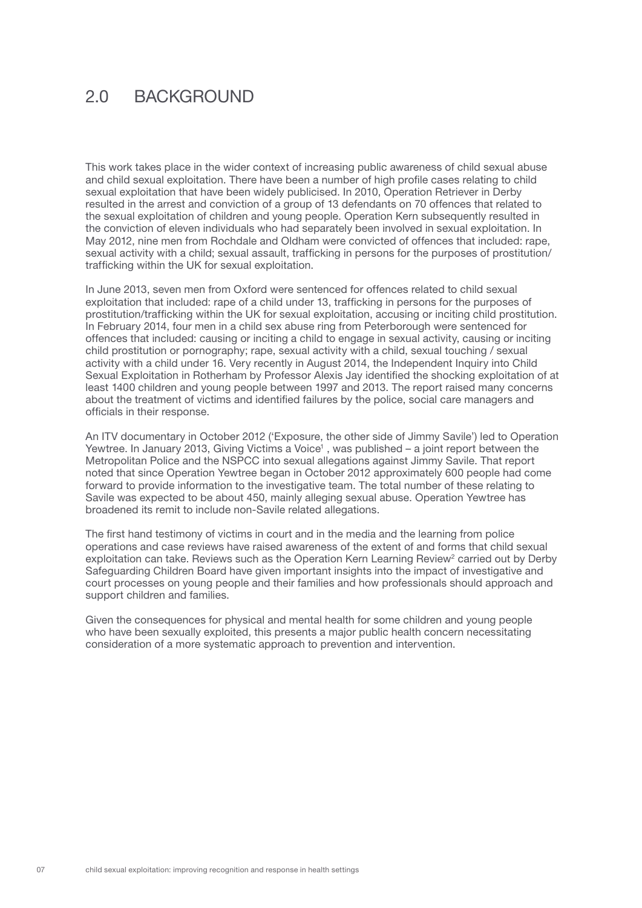## 2.0 BACKGROUND

This work takes place in the wider context of increasing public awareness of child sexual abuse and child sexual exploitation. There have been a number of high profile cases relating to child sexual exploitation that have been widely publicised. In 2010, Operation Retriever in Derby resulted in the arrest and conviction of a group of 13 defendants on 70 offences that related to the sexual exploitation of children and young people. Operation Kern subsequently resulted in the conviction of eleven individuals who had separately been involved in sexual exploitation. In May 2012, nine men from Rochdale and Oldham were convicted of offences that included: rape, sexual activity with a child; sexual assault, trafficking in persons for the purposes of prostitution/ trafficking within the UK for sexual exploitation.

In June 2013, seven men from Oxford were sentenced for offences related to child sexual exploitation that included: rape of a child under 13, trafficking in persons for the purposes of prostitution/trafficking within the UK for sexual exploitation, accusing or inciting child prostitution. In February 2014, four men in a child sex abuse ring from Peterborough were sentenced for offences that included: causing or inciting a child to engage in sexual activity, causing or inciting child prostitution or pornography; rape, sexual activity with a child, sexual touching / sexual activity with a child under 16. Very recently in August 2014, the Independent Inquiry into Child Sexual Exploitation in Rotherham by Professor Alexis Jay identified the shocking exploitation of at least 1400 children and young people between 1997 and 2013. The report raised many concerns about the treatment of victims and identified failures by the police, social care managers and officials in their response.

An ITV documentary in October 2012 ('Exposure, the other side of Jimmy Savile') led to Operation Yewtree. In January 2013, Giving Victims a Voice[1] , was published – a joint report between the Metropolitan Police and the NSPCC into sexual allegations against Jimmy Savile. That report noted that since Operation Yewtree began in October 2012 approximately 600 people had come forward to provide information to the investigative team. The total number of these relating to Savile was expected to be about 450, mainly alleging sexual abuse. Operation Yewtree has broadened its remit to include non-Savile related allegations.

The first hand testimony of victims in court and in the media and the learning from police operations and case reviews have raised awareness of the extent of and forms that child sexual exploitation can take. Reviews such as the Operation Kern Learning Review[2] carried out by Derby Safeguarding Children Board have given important insights into the impact of investigative and court processes on young people and their families and how professionals should approach and support children and families.

Given the consequences for physical and mental health for some children and young people who have been sexually exploited, this presents a major public health concern necessitating consideration of a more systematic approach to prevention and intervention.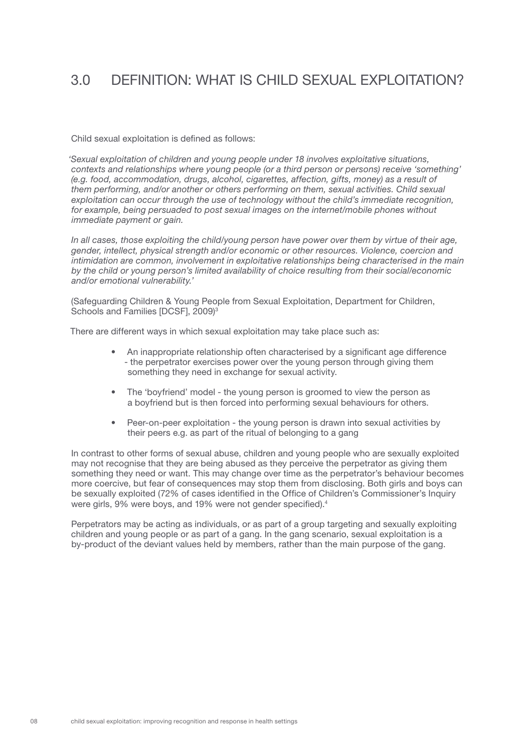# 3.0 DEFINITION: WHAT IS CHILD SEXUAL EXPLOITATION?

Child sexual exploitation is defined as follows:

*'Sexual exploitation of children and young people under 18 involves exploitative situations, contexts and relationships where young people (or a third person or persons) receive 'something' (e.g. food, accommodation, drugs, alcohol, cigarettes, affection, gifts, money) as a result of them performing, and/or another or others performing on them, sexual activities. Child sexual exploitation can occur through the use of technology without the child's immediate recognition, for example, being persuaded to post sexual images on the internet/mobile phones without immediate payment or gain.*

*In all cases, those exploiting the child/young person have power over them by virtue of their age, gender, intellect, physical strength and/or economic or other resources. Violence, coercion and intimidation are common, involvement in exploitative relationships being characterised in the main by the child or young person's limited availability of choice resulting from their social/economic and/or emotional vulnerability.'*

(Safeguarding Children & Young People from Sexual Exploitation, Department for Children, Schools and Families [DCSF], 2009)[3]

There are different ways in which sexual exploitation may take place such as:

- An inappropriate relationship often characterised by a significant age difference - the perpetrator exercises power over the young person through giving them something they need in exchange for sexual activity.
- The 'boyfriend' model - the young person is groomed to view the person as a boyfriend but is then forced into performing sexual behaviours for others.
- Peer-on-peer exploitation - the young person is drawn into sexual activities by their peers e.g. as part of the ritual of belonging to a gang

In contrast to other forms of sexual abuse, children and young people who are sexually exploited may not recognise that they are being abused as they perceive the perpetrator as giving them something they need or want. This may change over time as the perpetrator's behaviour becomes more coercive, but fear of consequences may stop them from disclosing. Both girls and boys can be sexually exploited (72% of cases identified in the Office of Children's Commissioner's Inquiry were girls, 9% were boys, and 19% were not gender specified).[4]

Perpetrators may be acting as individuals, or as part of a group targeting and sexually exploiting children and young people or as part of a gang. In the gang scenario, sexual exploitation is a by-product of the deviant values held by members, rather than the main purpose of the gang.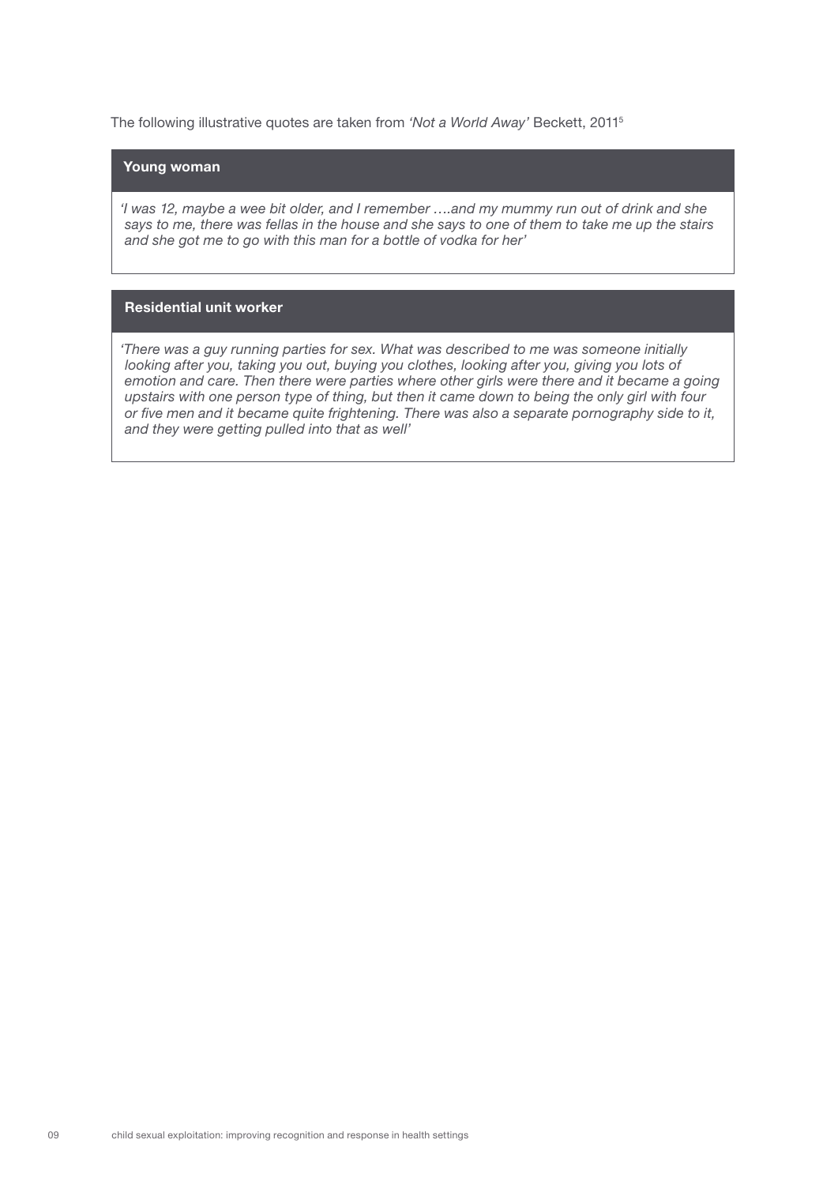The following illustrative quotes are taken from *'Not a World Away'* Beckett, 2011[5]

**Young woman**

*'I was 12, maybe a wee bit older, and I remember ….and my mummy run out of drink and she says to me, there was fellas in the house and she says to one of them to take me up the stairs and she got me to go with this man for a bottle of vodka for her'*

**Residential unit worker**

*'There was a guy running parties for sex. What was described to me was someone initially looking after you, taking you out, buying you clothes, looking after you, giving you lots of emotion and care. Then there were parties where other girls were there and it became a going upstairs with one person type of thing, but then it came down to being the only girl with four or five men and it became quite frightening. There was also a separate pornography side to it, and they were getting pulled into that as well'*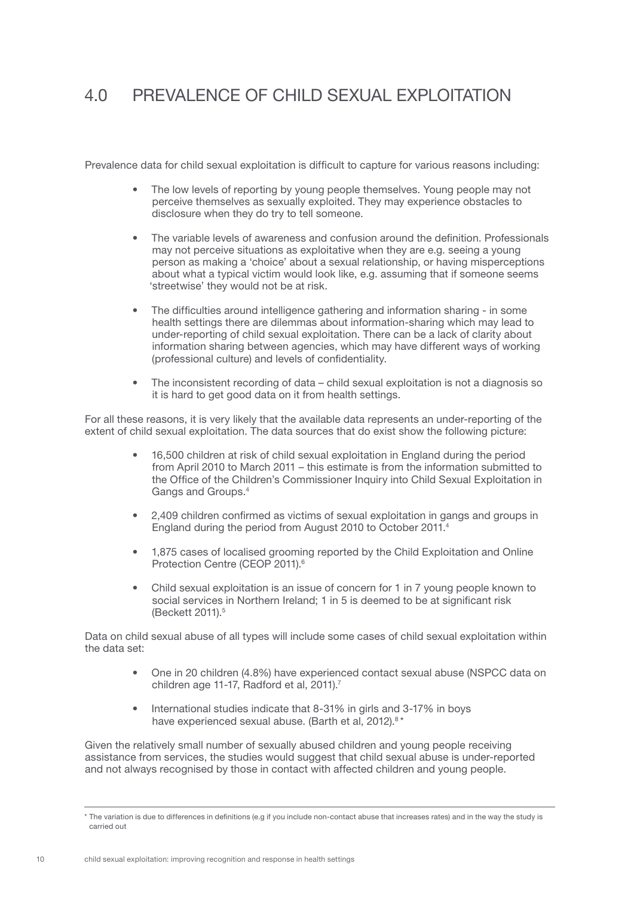# 4.0 PREVALENCE OF CHILD SEXUAL EXPLOITATION

Prevalence data for child sexual exploitation is difficult to capture for various reasons including:

- The low levels of reporting by young people themselves. Young people may not perceive themselves as sexually exploited. They may experience obstacles to disclosure when they do try to tell someone.
- The variable levels of awareness and confusion around the definition. Professionals may not perceive situations as exploitative when they are e.g. seeing a young person as making a 'choice' about a sexual relationship, or having misperceptions about what a typical victim would look like, e.g. assuming that if someone seems 'streetwise' they would not be at risk.
- The difficulties around intelligence gathering and information sharing - in some health settings there are dilemmas about information-sharing which may lead to under-reporting of child sexual exploitation. There can be a lack of clarity about information sharing between agencies, which may have different ways of working (professional culture) and levels of confidentiality.
- The inconsistent recording of data – child sexual exploitation is not a diagnosis so it is hard to get good data on it from health settings.

For all these reasons, it is very likely that the available data represents an under-reporting of the extent of child sexual exploitation. The data sources that do exist show the following picture:

- 16,500 children at risk of child sexual exploitation in England during the period from April 2010 to March 2011 – this estimate is from the information submitted to the Office of the Children's Commissioner Inquiry into Child Sexual Exploitation in Gangs and Groups.[4]
- 2,409 children confirmed as victims of sexual exploitation in gangs and groups in England during the period from August 2010 to October 2011.[4]
- 1,875 cases of localised grooming reported by the Child Exploitation and Online Protection Centre (CEOP 2011).[6]
- Child sexual exploitation is an issue of concern for 1 in 7 young people known to social services in Northern Ireland; 1 in 5 is deemed to be at significant risk (Beckett 2011).[5]

Data on child sexual abuse of all types will include some cases of child sexual exploitation within the data set:

- One in 20 children (4.8%) have experienced contact sexual abuse (NSPCC data on children age 11-17, Radford et al, 2011).[7]
- International studies indicate that 8-31% in girls and 3-17% in boys have experienced sexual abuse. (Barth et al, 2012).[8]*

Given the relatively small number of sexually abused children and young people receiving assistance from services, the studies would suggest that child sexual abuse is under-reported and not always recognised by those in contact with affected children and young people.

* The variation is due to differences in definitions (e.g if you include non-contact abuse that increases rates) and in the way the study is carried out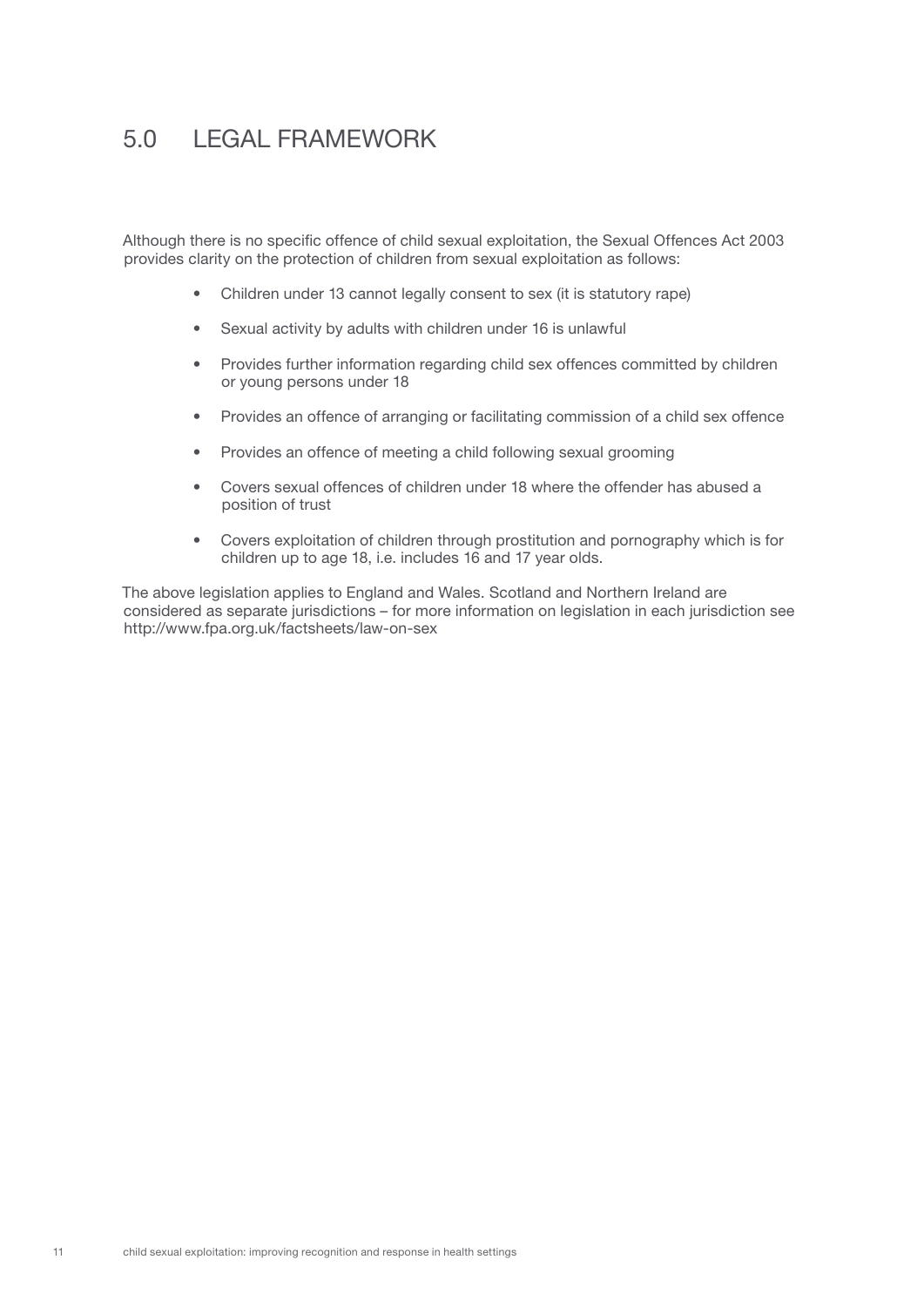## 5.0 LEGAL FRAMEWORK

Although there is no specific offence of child sexual exploitation, the Sexual Offences Act 2003 provides clarity on the protection of children from sexual exploitation as follows:

- Children under 13 cannot legally consent to sex (it is statutory rape)
- Sexual activity by adults with children under 16 is unlawful
- Provides further information regarding child sex offences committed by children or young persons under 18
- Provides an offence of arranging or facilitating commission of a child sex offence
- Provides an offence of meeting a child following sexual grooming
- Covers sexual offences of children under 18 where the offender has abused a position of trust
- Covers exploitation of children through prostitution and pornography which is for children up to age 18, i.e. includes 16 and 17 year olds.

The above legislation applies to England and Wales. Scotland and Northern Ireland are considered as separate jurisdictions – for more information on legislation in each jurisdiction see http://www.fpa.org.uk/factsheets/law-on-sex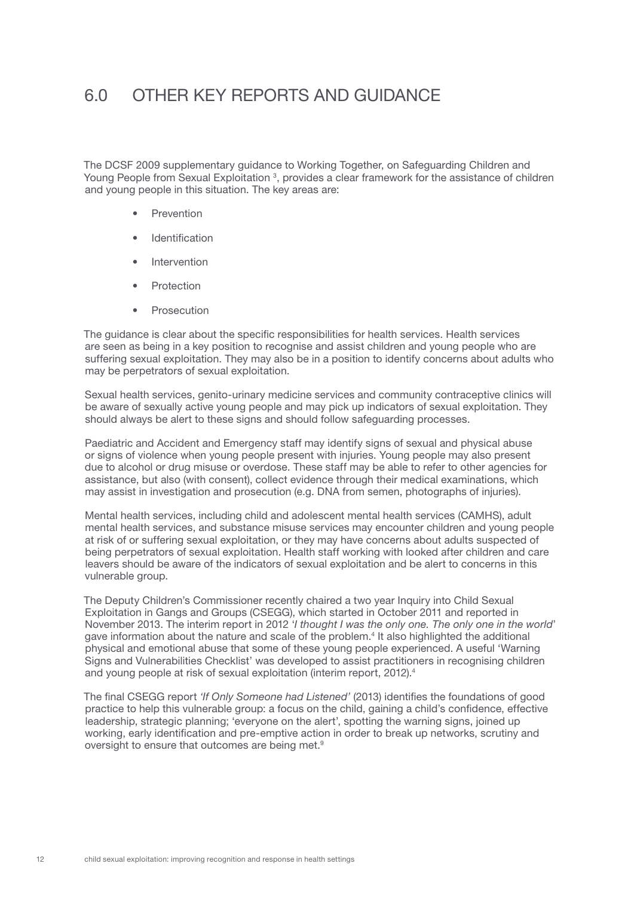# 6.0 OTHER KEY REPORTS AND GUIDANCE

The DCSF 2009 supplementary guidance to Working Together, on Safeguarding Children and Young People from Sexual Exploitation [3], provides a clear framework for the assistance of children and young people in this situation. The key areas are:

- Prevention
- Identification
- Intervention
- Protection
- Prosecution

The guidance is clear about the specific responsibilities for health services. Health services are seen as being in a key position to recognise and assist children and young people who are suffering sexual exploitation. They may also be in a position to identify concerns about adults who may be perpetrators of sexual exploitation.

Sexual health services, genito-urinary medicine services and community contraceptive clinics will be aware of sexually active young people and may pick up indicators of sexual exploitation. They should always be alert to these signs and should follow safeguarding processes.

Paediatric and Accident and Emergency staff may identify signs of sexual and physical abuse or signs of violence when young people present with injuries. Young people may also present due to alcohol or drug misuse or overdose. These staff may be able to refer to other agencies for assistance, but also (with consent), collect evidence through their medical examinations, which may assist in investigation and prosecution (e.g. DNA from semen, photographs of injuries).

Mental health services, including child and adolescent mental health services (CAMHS), adult mental health services, and substance misuse services may encounter children and young people at risk of or suffering sexual exploitation, or they may have concerns about adults suspected of being perpetrators of sexual exploitation. Health staff working with looked after children and care leavers should be aware of the indicators of sexual exploitation and be alert to concerns in this vulnerable group.

The Deputy Children's Commissioner recently chaired a two year Inquiry into Child Sexual Exploitation in Gangs and Groups (CSEGG), which started in October 2011 and reported in November 2013. The interim report in 2012 '*I thought I was the only one. The only one in the world*' gave information about the nature and scale of the problem.[4] It also highlighted the additional physical and emotional abuse that some of these young people experienced. A useful 'Warning Signs and Vulnerabilities Checklist' was developed to assist practitioners in recognising children and young people at risk of sexual exploitation (interim report, 2012).[4]

The final CSEGG report *'If Only Someone had Listened'* (2013) identifies the foundations of good practice to help this vulnerable group: a focus on the child, gaining a child's confidence, effective leadership, strategic planning; 'everyone on the alert', spotting the warning signs, joined up working, early identification and pre-emptive action in order to break up networks, scrutiny and oversight to ensure that outcomes are being met.[9]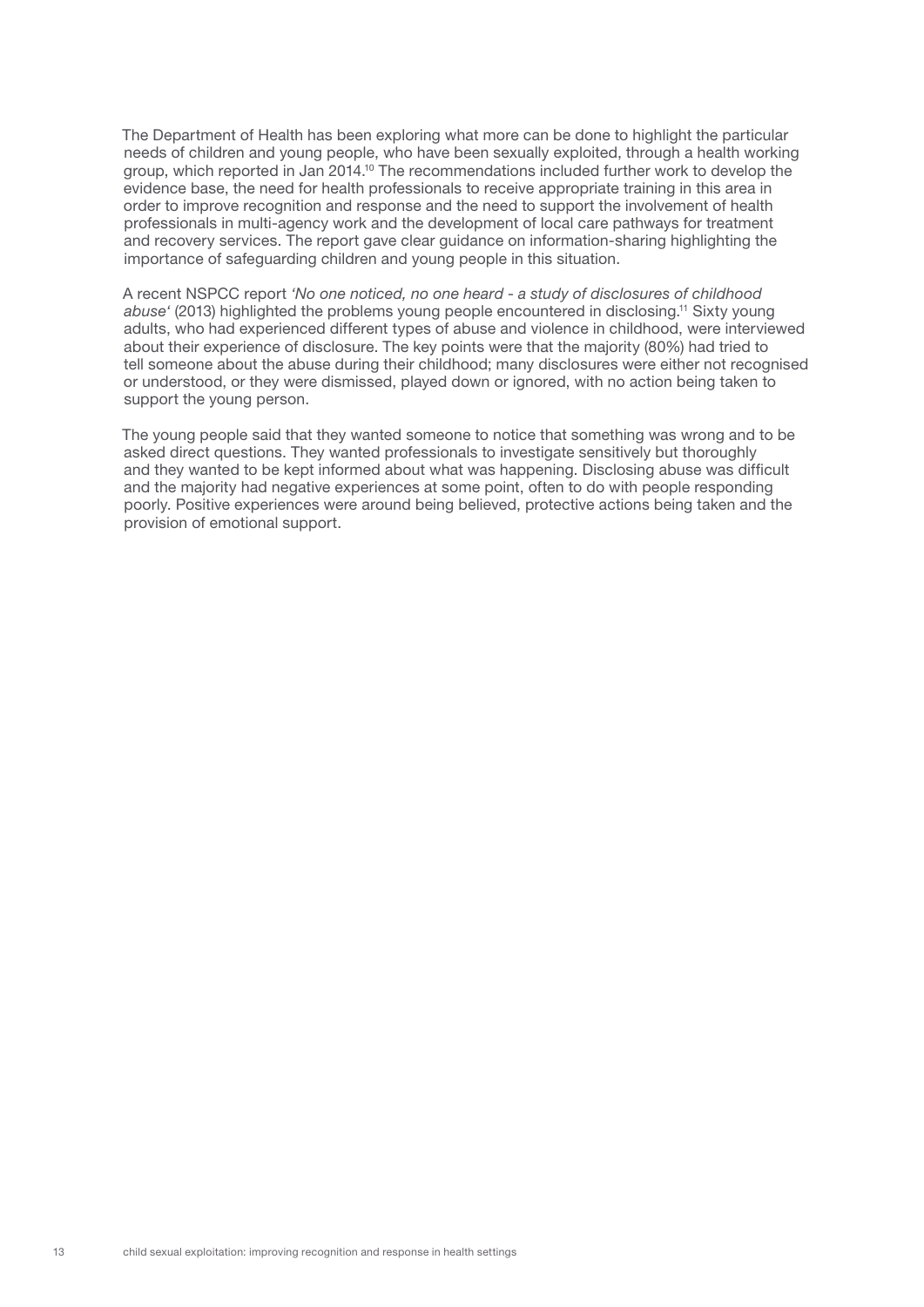The Department of Health has been exploring what more can be done to highlight the particular needs of children and young people, who have been sexually exploited, through a health working group, which reported in Jan 2014.[10] The recommendations included further work to develop the evidence base, the need for health professionals to receive appropriate training in this area in order to improve recognition and response and the need to support the involvement of health professionals in multi-agency work and the development of local care pathways for treatment and recovery services. The report gave clear guidance on information-sharing highlighting the importance of safeguarding children and young people in this situation.

A recent NSPCC report *'No one noticed, no one heard - a study of disclosures of childhood abuse'* (2013) highlighted the problems young people encountered in disclosing.[11] Sixty young adults, who had experienced different types of abuse and violence in childhood, were interviewed about their experience of disclosure. The key points were that the majority (80%) had tried to tell someone about the abuse during their childhood; many disclosures were either not recognised or understood, or they were dismissed, played down or ignored, with no action being taken to support the young person.

The young people said that they wanted someone to notice that something was wrong and to be asked direct questions. They wanted professionals to investigate sensitively but thoroughly and they wanted to be kept informed about what was happening. Disclosing abuse was difficult and the majority had negative experiences at some point, often to do with people responding poorly. Positive experiences were around being believed, protective actions being taken and the provision of emotional support.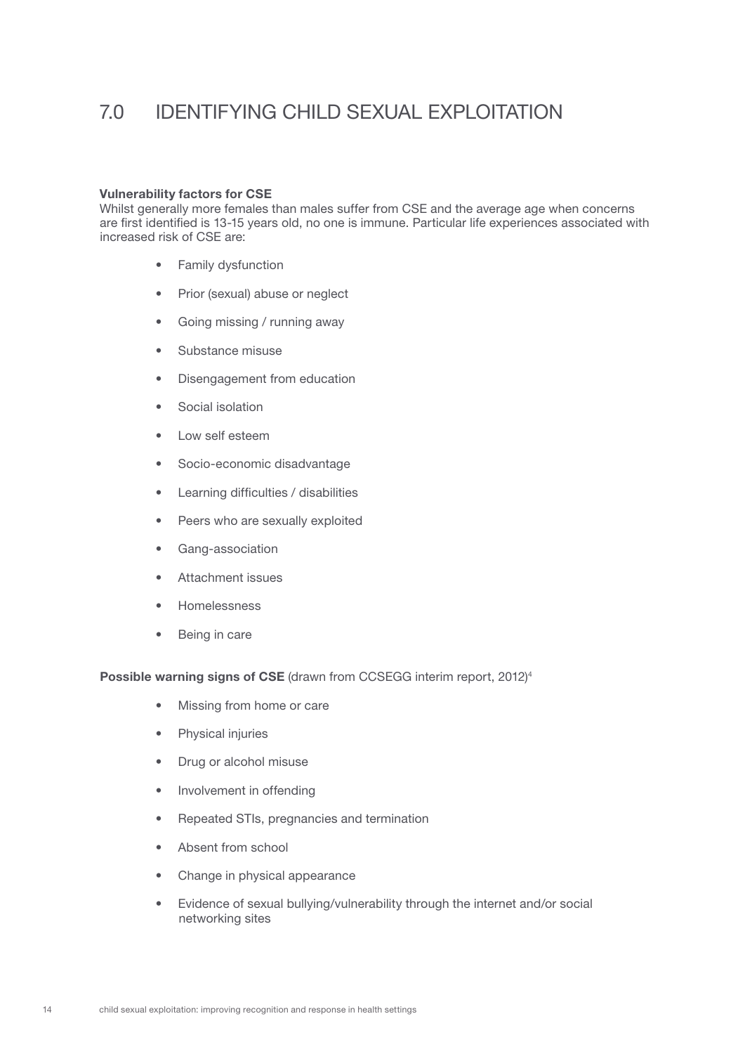# 7.0 IDENTIFYING CHILD SEXUAL EXPLOITATION

**Vulnerability factors for CSE**
Whilst generally more females than males suffer from CSE and the average age when concerns are first identified is 13-15 years old, no one is immune. Particular life experiences associated with increased risk of CSE are:

- Family dysfunction
- Prior (sexual) abuse or neglect
- Going missing / running away
- Substance misuse
- Disengagement from education
- Social isolation
- Low self esteem
- Socio-economic disadvantage
- Learning difficulties / disabilities
- Peers who are sexually exploited
- Gang-association
- Attachment issues
- Homelessness
- Being in care

**Possible warning signs of CSE** (drawn from CCSEGG interim report, 2012)[4]

- Missing from home or care
- Physical injuries
- Drug or alcohol misuse
- Involvement in offending
- Repeated STIs, pregnancies and termination
- Absent from school
- Change in physical appearance
- Evidence of sexual bullying/vulnerability through the internet and/or social networking sites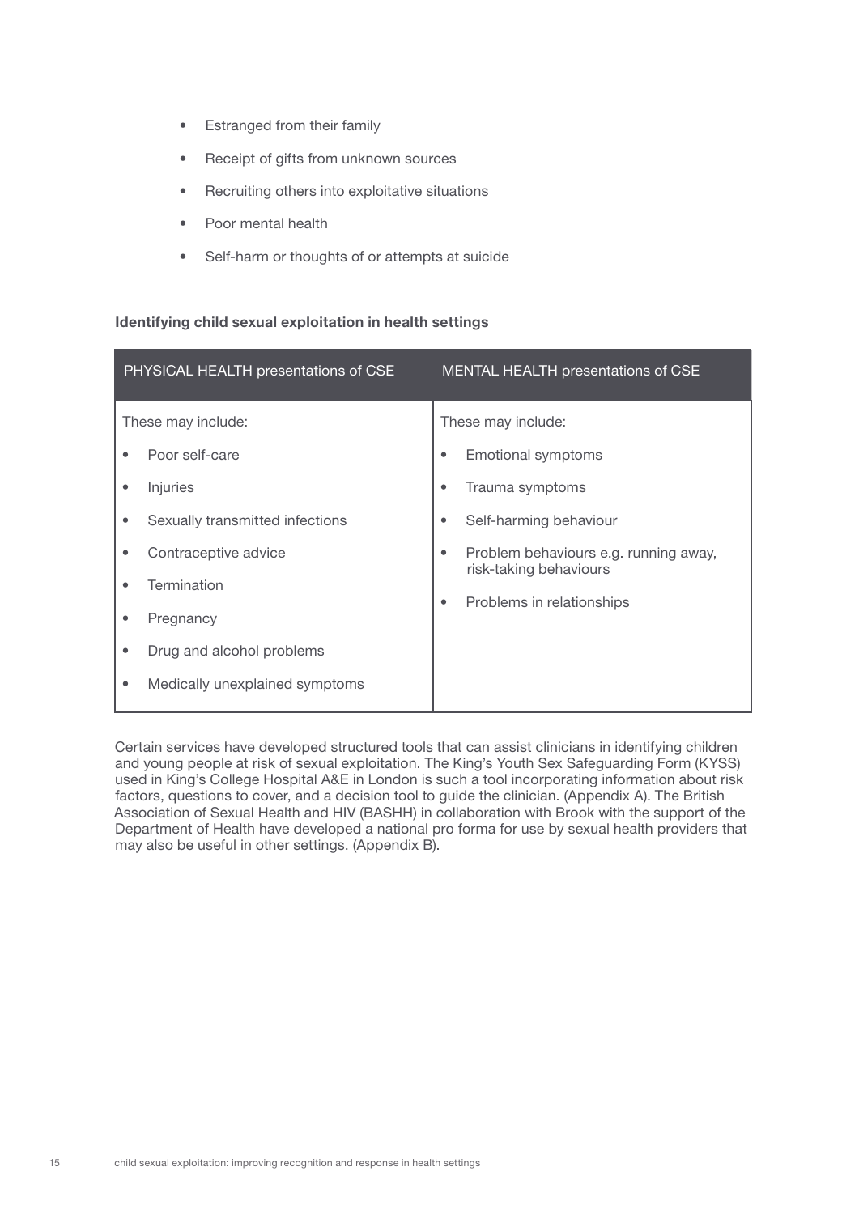- Estranged from their family
- Receipt of gifts from unknown sources
- Recruiting others into exploitative situations
- Poor mental health
- Self-harm or thoughts of or attempts at suicide

**Identifying child sexual exploitation in health settings**

| PHYSICAL HEALTH presentations of CSE | MENTAL HEALTH presentations of CSE |
|---|---|
| These may include:<br>• Poor self-care<br>• Injuries<br>• Sexually transmitted infections<br>• Contraceptive advice<br>• Termination<br>• Pregnancy<br>• Drug and alcohol problems<br>• Medically unexplained symptoms | These may include:<br>• Emotional symptoms<br>• Trauma symptoms<br>• Self-harming behaviour<br>• Problem behaviours e.g. running away, risk-taking behaviours<br>• Problems in relationships |

Certain services have developed structured tools that can assist clinicians in identifying children and young people at risk of sexual exploitation. The King's Youth Sex Safeguarding Form (KYSS) used in King's College Hospital A&E in London is such a tool incorporating information about risk factors, questions to cover, and a decision tool to guide the clinician. (Appendix A). The British Association of Sexual Health and HIV (BASHH) in collaboration with Brook with the support of the Department of Health have developed a national pro forma for use by sexual health providers that may also be useful in other settings. (Appendix B).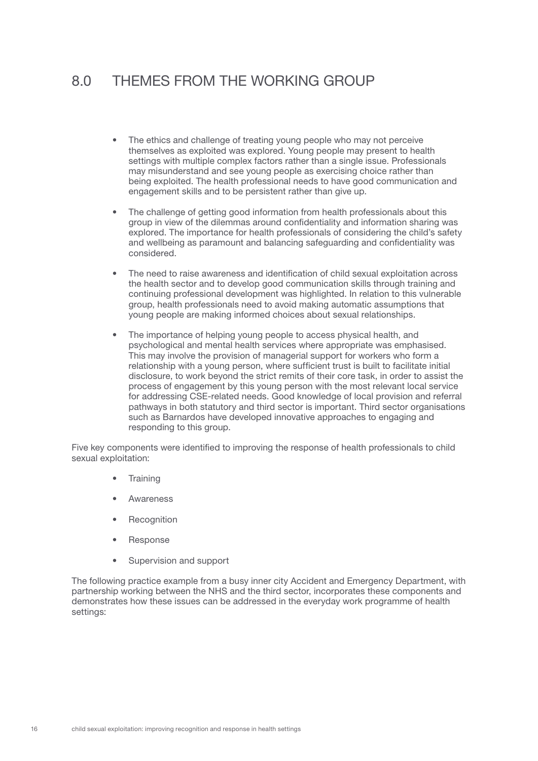# 8.0 THEMES FROM THE WORKING GROUP

- The ethics and challenge of treating young people who may not perceive themselves as exploited was explored. Young people may present to health settings with multiple complex factors rather than a single issue. Professionals may misunderstand and see young people as exercising choice rather than being exploited. The health professional needs to have good communication and engagement skills and to be persistent rather than give up.

- The challenge of getting good information from health professionals about this group in view of the dilemmas around confidentiality and information sharing was explored. The importance for health professionals of considering the child's safety and wellbeing as paramount and balancing safeguarding and confidentiality was considered.

- The need to raise awareness and identification of child sexual exploitation across the health sector and to develop good communication skills through training and continuing professional development was highlighted. In relation to this vulnerable group, health professionals need to avoid making automatic assumptions that young people are making informed choices about sexual relationships.

- The importance of helping young people to access physical health, and psychological and mental health services where appropriate was emphasised. This may involve the provision of managerial support for workers who form a relationship with a young person, where sufficient trust is built to facilitate initial disclosure, to work beyond the strict remits of their core task, in order to assist the process of engagement by this young person with the most relevant local service for addressing CSE-related needs. Good knowledge of local provision and referral pathways in both statutory and third sector is important. Third sector organisations such as Barnardos have developed innovative approaches to engaging and responding to this group.

Five key components were identified to improving the response of health professionals to child sexual exploitation:

- Training
- Awareness
- Recognition
- Response
- Supervision and support

The following practice example from a busy inner city Accident and Emergency Department, with partnership working between the NHS and the third sector, incorporates these components and demonstrates how these issues can be addressed in the everyday work programme of health settings: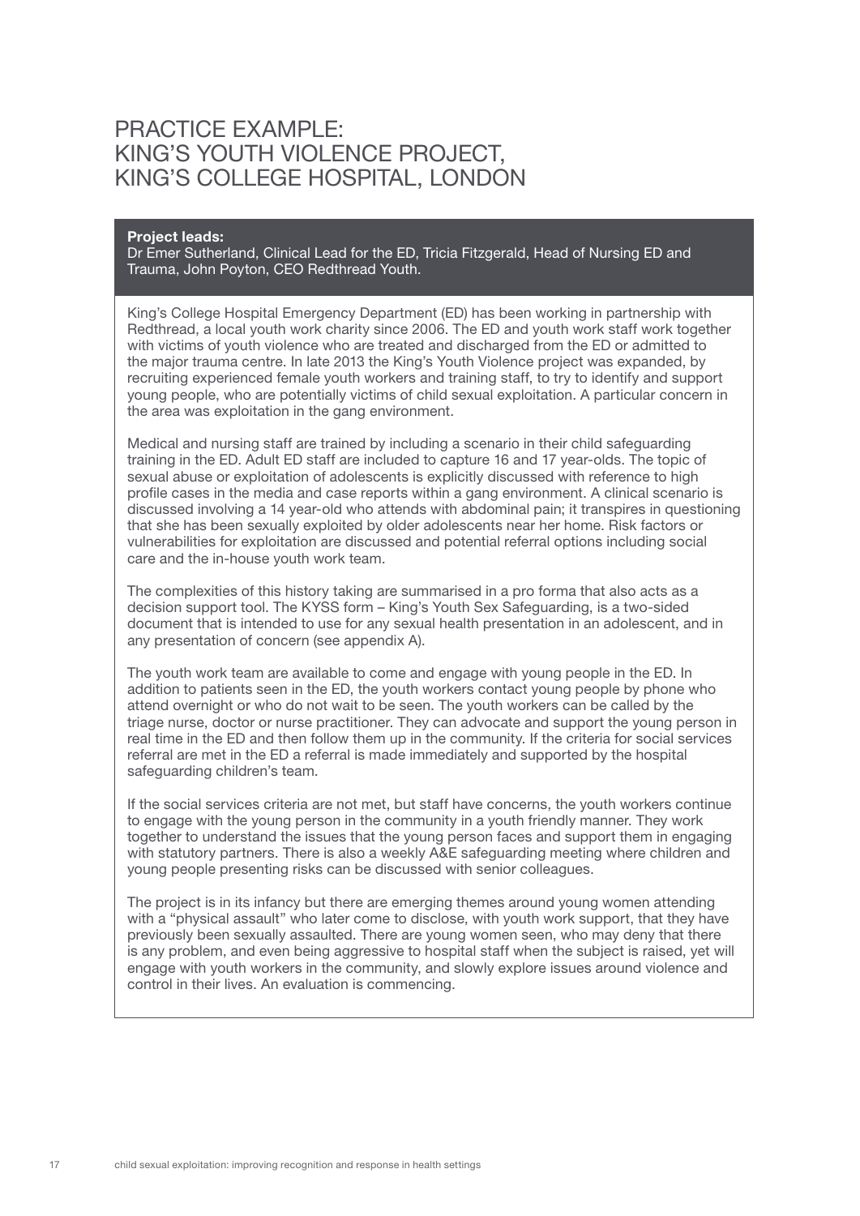# PRACTICE EXAMPLE: KING'S YOUTH VIOLENCE PROJECT, KING'S COLLEGE HOSPITAL, LONDON

**Project leads:**
Dr Emer Sutherland, Clinical Lead for the ED, Tricia Fitzgerald, Head of Nursing ED and Trauma, John Poyton, CEO Redthread Youth.

King's College Hospital Emergency Department (ED) has been working in partnership with Redthread, a local youth work charity since 2006. The ED and youth work staff work together with victims of youth violence who are treated and discharged from the ED or admitted to the major trauma centre. In late 2013 the King's Youth Violence project was expanded, by recruiting experienced female youth workers and training staff, to try to identify and support young people, who are potentially victims of child sexual exploitation. A particular concern in the area was exploitation in the gang environment.

Medical and nursing staff are trained by including a scenario in their child safeguarding training in the ED. Adult ED staff are included to capture 16 and 17 year-olds. The topic of sexual abuse or exploitation of adolescents is explicitly discussed with reference to high profile cases in the media and case reports within a gang environment. A clinical scenario is discussed involving a 14 year-old who attends with abdominal pain; it transpires in questioning that she has been sexually exploited by older adolescents near her home. Risk factors or vulnerabilities for exploitation are discussed and potential referral options including social care and the in-house youth work team.

The complexities of this history taking are summarised in a pro forma that also acts as a decision support tool. The KYSS form – King's Youth Sex Safeguarding, is a two-sided document that is intended to use for any sexual health presentation in an adolescent, and in any presentation of concern (see appendix A).

The youth work team are available to come and engage with young people in the ED. In addition to patients seen in the ED, the youth workers contact young people by phone who attend overnight or who do not wait to be seen. The youth workers can be called by the triage nurse, doctor or nurse practitioner. They can advocate and support the young person in real time in the ED and then follow them up in the community. If the criteria for social services referral are met in the ED a referral is made immediately and supported by the hospital safeguarding children's team.

If the social services criteria are not met, but staff have concerns, the youth workers continue to engage with the young person in the community in a youth friendly manner. They work together to understand the issues that the young person faces and support them in engaging with statutory partners. There is also a weekly A&E safeguarding meeting where children and young people presenting risks can be discussed with senior colleagues.

The project is in its infancy but there are emerging themes around young women attending with a "physical assault" who later come to disclose, with youth work support, that they have previously been sexually assaulted. There are young women seen, who may deny that there is any problem, and even being aggressive to hospital staff when the subject is raised, yet will engage with youth workers in the community, and slowly explore issues around violence and control in their lives. An evaluation is commencing.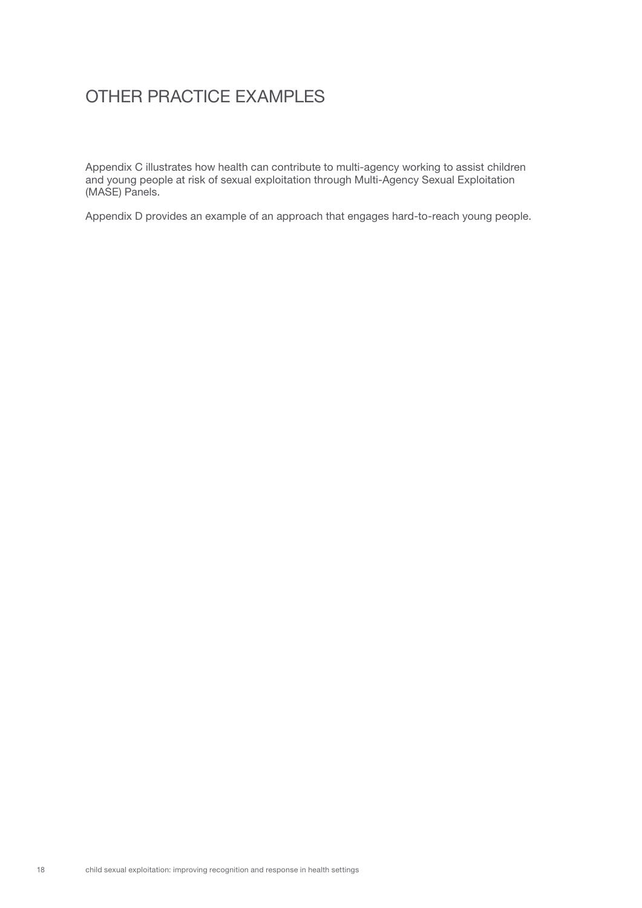# OTHER PRACTICE EXAMPLES

Appendix C illustrates how health can contribute to multi-agency working to assist children and young people at risk of sexual exploitation through Multi-Agency Sexual Exploitation (MASE) Panels.

Appendix D provides an example of an approach that engages hard-to-reach young people.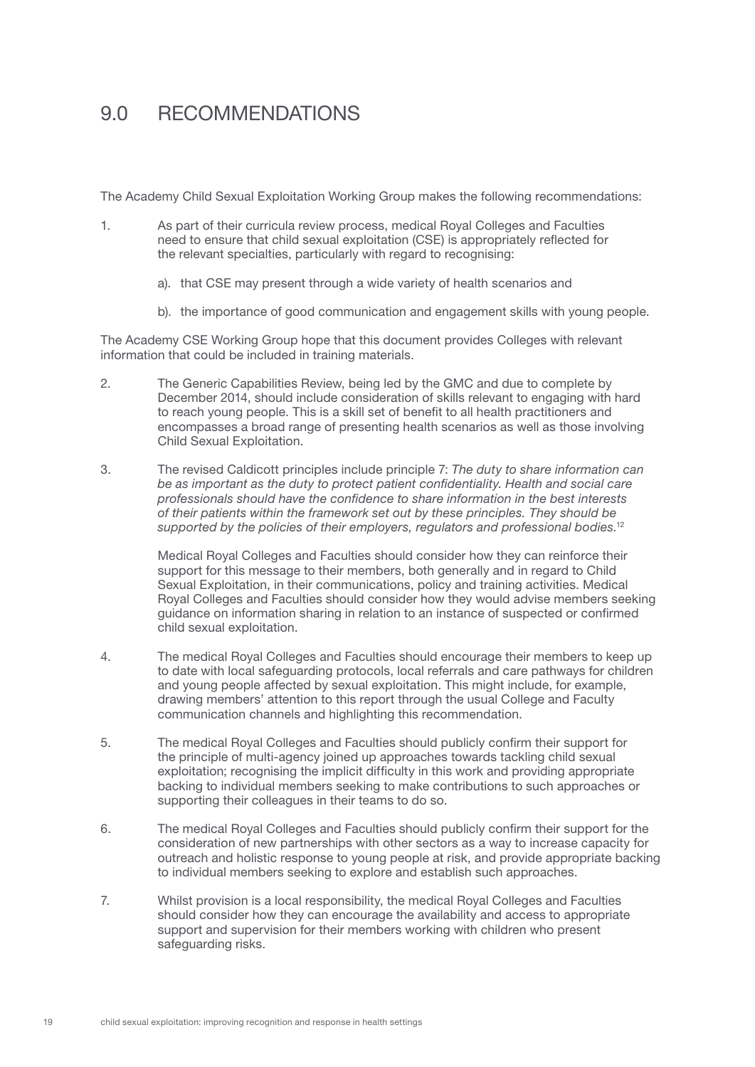# 9.0 RECOMMENDATIONS

The Academy Child Sexual Exploitation Working Group makes the following recommendations:

1. As part of their curricula review process, medical Royal Colleges and Faculties need to ensure that child sexual exploitation (CSE) is appropriately reflected for the relevant specialties, particularly with regard to recognising:

   a). that CSE may present through a wide variety of health scenarios and

   b). the importance of good communication and engagement skills with young people.

The Academy CSE Working Group hope that this document provides Colleges with relevant information that could be included in training materials.

2. The Generic Capabilities Review, being led by the GMC and due to complete by December 2014, should include consideration of skills relevant to engaging with hard to reach young people. This is a skill set of benefit to all health practitioners and encompasses a broad range of presenting health scenarios as well as those involving Child Sexual Exploitation.

3. The revised Caldicott principles include principle 7: *The duty to share information can be as important as the duty to protect patient confidentiality. Health and social care professionals should have the confidence to share information in the best interests of their patients within the framework set out by these principles. They should be supported by the policies of their employers, regulators and professional bodies.*[12]

   Medical Royal Colleges and Faculties should consider how they can reinforce their support for this message to their members, both generally and in regard to Child Sexual Exploitation, in their communications, policy and training activities. Medical Royal Colleges and Faculties should consider how they would advise members seeking guidance on information sharing in relation to an instance of suspected or confirmed child sexual exploitation.

4. The medical Royal Colleges and Faculties should encourage their members to keep up to date with local safeguarding protocols, local referrals and care pathways for children and young people affected by sexual exploitation. This might include, for example, drawing members' attention to this report through the usual College and Faculty communication channels and highlighting this recommendation.

5. The medical Royal Colleges and Faculties should publicly confirm their support for the principle of multi-agency joined up approaches towards tackling child sexual exploitation; recognising the implicit difficulty in this work and providing appropriate backing to individual members seeking to make contributions to such approaches or supporting their colleagues in their teams to do so.

6. The medical Royal Colleges and Faculties should publicly confirm their support for the consideration of new partnerships with other sectors as a way to increase capacity for outreach and holistic response to young people at risk, and provide appropriate backing to individual members seeking to explore and establish such approaches.

7. Whilst provision is a local responsibility, the medical Royal Colleges and Faculties should consider how they can encourage the availability and access to appropriate support and supervision for their members working with children who present safeguarding risks.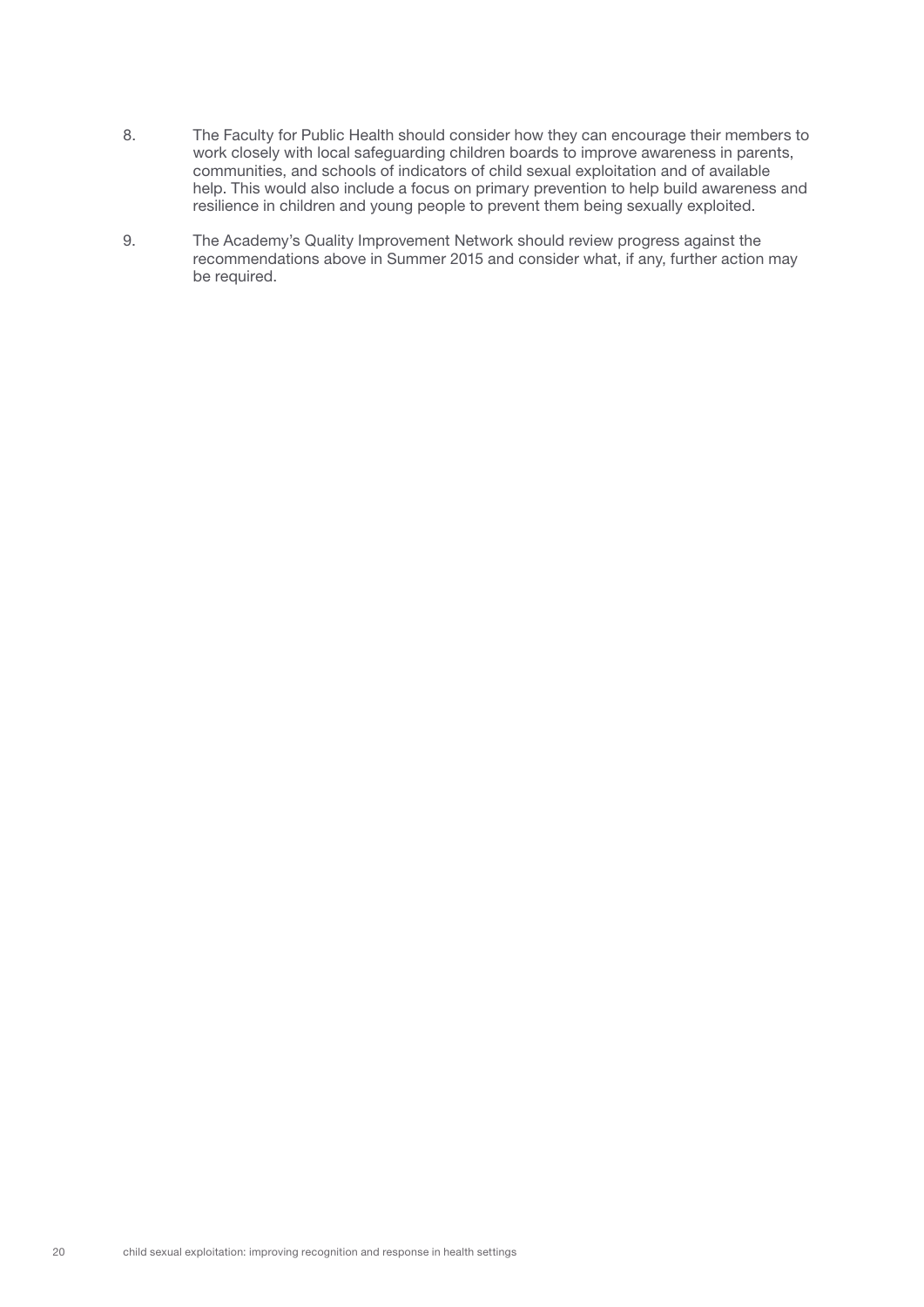8. The Faculty for Public Health should consider how they can encourage their members to work closely with local safeguarding children boards to improve awareness in parents, communities, and schools of indicators of child sexual exploitation and of available help. This would also include a focus on primary prevention to help build awareness and resilience in children and young people to prevent them being sexually exploited.

9. The Academy's Quality Improvement Network should review progress against the recommendations above in Summer 2015 and consider what, if any, further action may be required.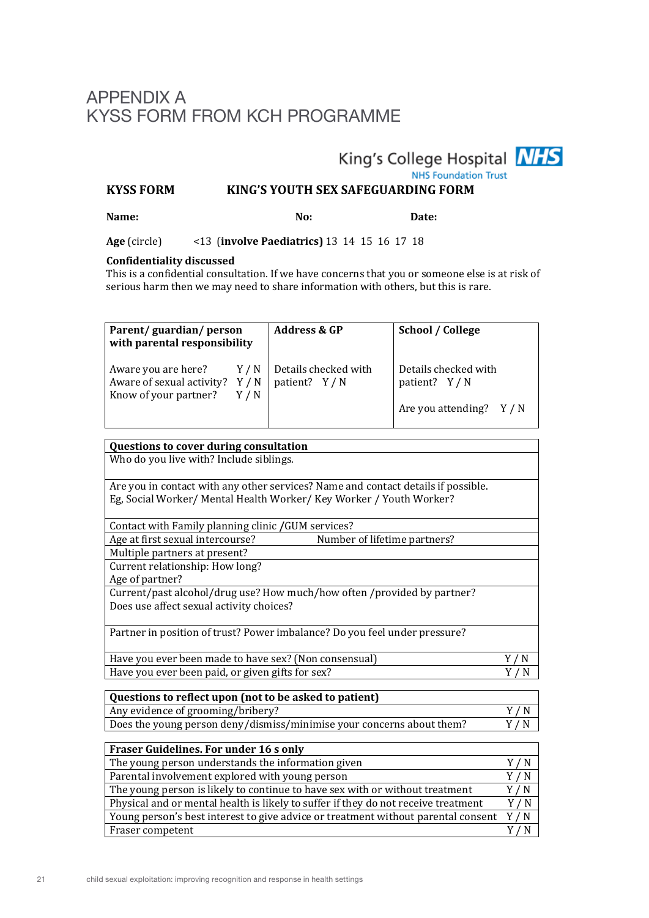# APPENDIX A
# KYSS FORM FROM KCH PROGRAMME

King's College Hospital NHS Foundation Trust

**KYSS FORM** **KING'S YOUTH SEX SAFEGUARDING FORM**

**Name:** **No:** **Date:**

**Age** (circle) <13 (**involve Paediatrics**) 13 14 15 16 17 18

**Confidentiality discussed**
This is a confidential consultation. If we have concerns that you or someone else is at risk of serious harm then we may need to share information with others, but this is rare.

| **Parent/ guardian/ person with parental responsibility** | **Address & GP** | **School / College** |
|---|---|---|
| Aware you are here? Y / N<br>Aware of sexual activity? Y / N<br>Know of your partner? Y / N | Details checked with patient? Y / N | Details checked with patient? Y / N<br><br>Are you attending? Y / N |

| **Questions to cover during consultation** | |
|---|---|
| Who do you live with? Include siblings. | |
| Are you in contact with any other services? Name and contact details if possible. Eg, Social Worker/ Mental Health Worker/ Key Worker / Youth Worker? | |
| Contact with Family planning clinic /GUM services? | |
| Age at first sexual intercourse? Number of lifetime partners? | |
| Multiple partners at present? | |
| Current relationship: How long?<br>Age of partner? | |
| Current/past alcohol/drug use? How much/how often /provided by partner?<br>Does use affect sexual activity choices? | |
| Partner in position of trust? Power imbalance? Do you feel under pressure? | |
| Have you ever been made to have sex? (Non consensual) | Y / N |
| Have you ever been paid, or given gifts for sex? | Y / N |

| **Questions to reflect upon (not to be asked to patient)** | |
|---|---|
| Any evidence of grooming/bribery? | Y / N |
| Does the young person deny/dismiss/minimise your concerns about them? | Y / N |

| **Fraser Guidelines. For under 16 s only** | |
|---|---|
| The young person understands the information given | Y / N |
| Parental involvement explored with young person | Y / N |
| The young person is likely to continue to have sex with or without treatment | Y / N |
| Physical and or mental health is likely to suffer if they do not receive treatment | Y / N |
| Young person's best interest to give advice or treatment without parental consent | Y / N |
| Fraser competent | Y / N |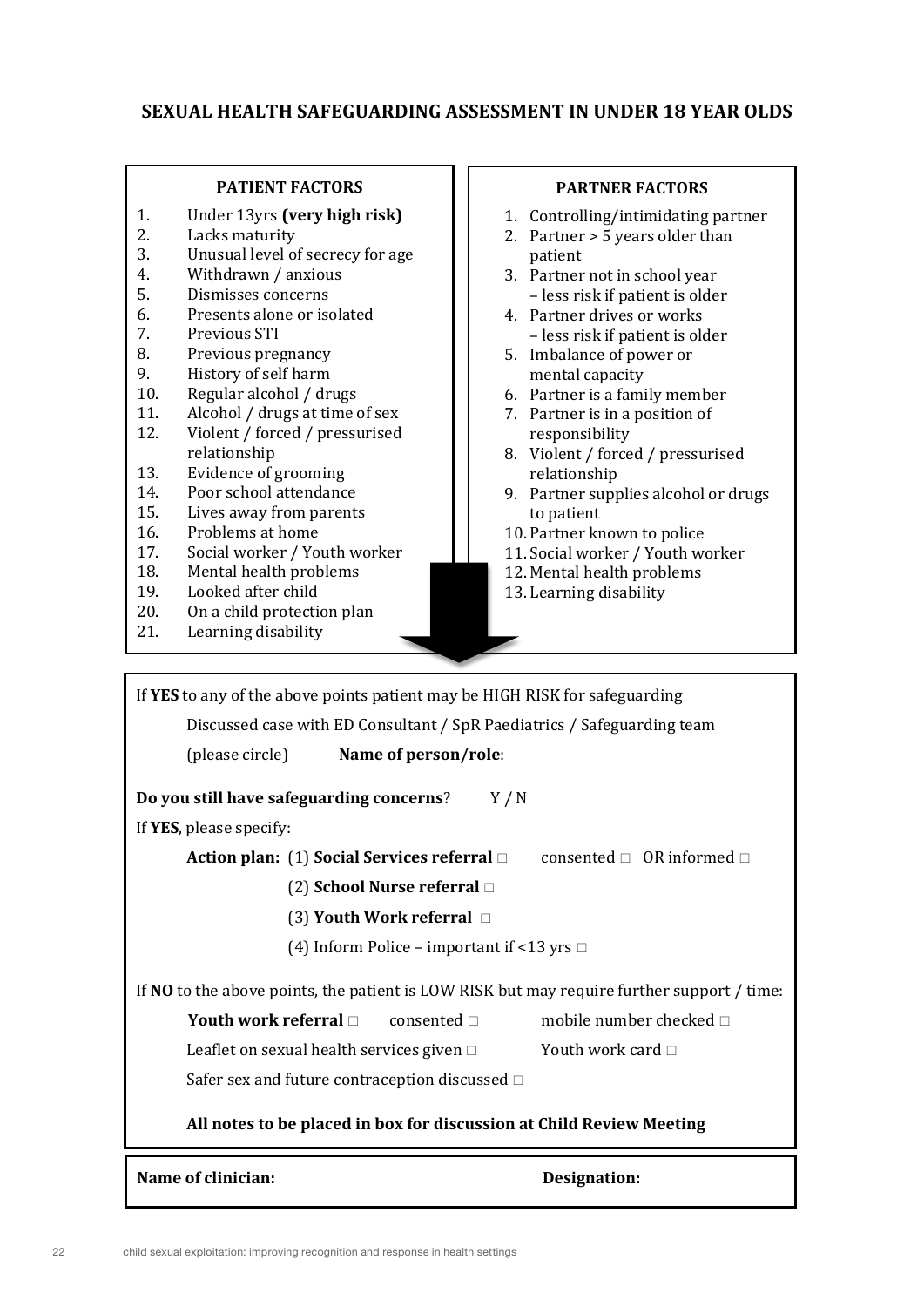## SEXUAL HEALTH SAFEGUARDING ASSESSMENT IN UNDER 18 YEAR OLDS

**PATIENT FACTORS**

1. Under 13yrs **(very high risk)**
2. Lacks maturity
3. Unusual level of secrecy for age
4. Withdrawn / anxious
5. Dismisses concerns
6. Presents alone or isolated
7. Previous STI
8. Previous pregnancy
9. History of self harm
10. Regular alcohol / drugs
11. Alcohol / drugs at time of sex
12. Violent / forced / pressurised relationship
13. Evidence of grooming
14. Poor school attendance
15. Lives away from parents
16. Problems at home
17. Social worker / Youth worker
18. Mental health problems
19. Looked after child
20. On a child protection plan
21. Learning disability

**PARTNER FACTORS**

1. Controlling/intimidating partner
2. Partner > 5 years older than patient
3. Partner not in school year – less risk if patient is older
4. Partner drives or works – less risk if patient is older
5. Imbalance of power or mental capacity
6. Partner is a family member
7. Partner is in a position of responsibility
8. Violent / forced / pressurised relationship
9. Partner supplies alcohol or drugs to patient
10. Partner known to police
11. Social worker / Youth worker
12. Mental health problems
13. Learning disability

If **YES** to any of the above points patient may be HIGH RISK for safeguarding

Discussed case with ED Consultant / SpR Paediatrics / Safeguarding team

(please circle) **Name of person/role**:

**Do you still have safeguarding concerns**? Y / N

If **YES**, please specify:

**Action plan:** (1) **Social Services referral** □ consented □ OR informed □

(2) **School Nurse referral** □

(3) **Youth Work referral** □

(4) Inform Police – important if <13 yrs □

If **NO** to the above points, the patient is LOW RISK but may require further support / time:

**Youth work referral** □ consented □ mobile number checked □

Leaflet on sexual health services given □ Youth work card □

Safer sex and future contraception discussed □

**All notes to be placed in box for discussion at Child Review Meeting**

**Name of clinician:** **Designation:**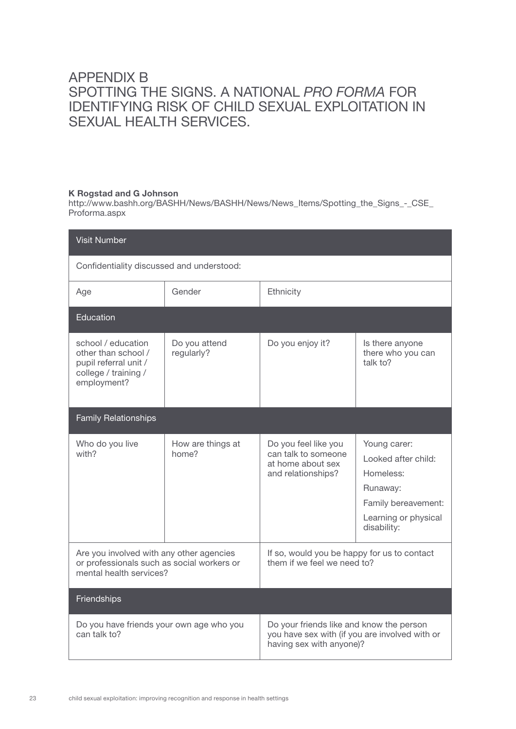# APPENDIX B
# SPOTTING THE SIGNS. A NATIONAL *PRO FORMA* FOR IDENTIFYING RISK OF CHILD SEXUAL EXPLOITATION IN SEXUAL HEALTH SERVICES.

**K Rogstad and G Johnson**
http://www.bashh.org/BASHH/News/BASHH/News/News_Items/Spotting_the_Signs_-_CSE_Proforma.aspx

| Visit Number | | | |
|---|---|---|---|
| Confidentiality discussed and understood: | | | |
| Age | Gender | Ethnicity | |
| **Education** | | | |
| school / education other than school / pupil referral unit / college / training / employment? | Do you attend regularly? | Do you enjoy it? | Is there anyone there who you can talk to? |
| **Family Relationships** | | | |
| Who do you live with? | How are things at home? | Do you feel like you can talk to someone at home about sex and relationships? | Young carer:<br>Looked after child:<br>Homeless:<br>Runaway:<br>Family bereavement:<br>Learning or physical disability: |
| Are you involved with any other agencies or professionals such as social workers or mental health services? | | If so, would you be happy for us to contact them if we feel we need to? | |
| **Friendships** | | | |
| Do you have friends your own age who you can talk to? | | Do your friends like and know the person you have sex with (if you are involved with or having sex with anyone)? | |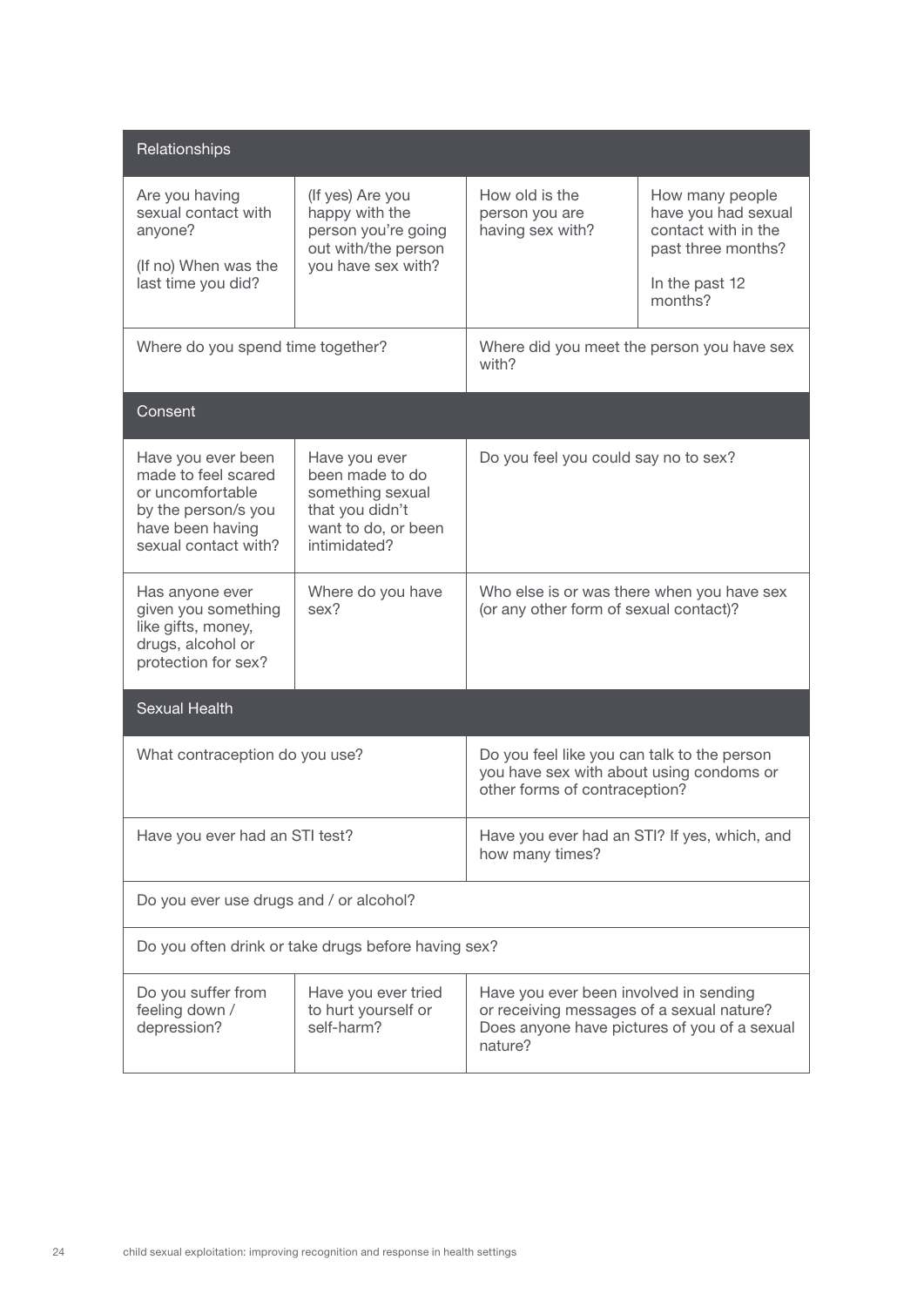| Relationships | | | |
|---|---|---|---|
| Are you having sexual contact with anyone?<br><br>(If no) When was the last time you did? | (If yes) Are you happy with the person you're going out with/the person you have sex with? | How old is the person you are having sex with? | How many people have you had sexual contact with in the past three months?<br><br>In the past 12 months? |
| Where do you spend time together? | | Where did you meet the person you have sex with? | |
| **Consent** | | | |
| Have you ever been made to feel scared or uncomfortable by the person/s you have been having sexual contact with? | Have you ever been made to do something sexual that you didn't want to do, or been intimidated? | Do you feel you could say no to sex? | |
| Has anyone ever given you something like gifts, money, drugs, alcohol or protection for sex? | Where do you have sex? | Who else is or was there when you have sex (or any other form of sexual contact)? | |
| **Sexual Health** | | | |
| What contraception do you use? | | Do you feel like you can talk to the person you have sex with about using condoms or other forms of contraception? | |
| Have you ever had an STI test? | | Have you ever had an STI? If yes, which, and how many times? | |
| Do you ever use drugs and / or alcohol? | | | |
| Do you often drink or take drugs before having sex? | | | |
| Do you suffer from feeling down / depression? | Have you ever tried to hurt yourself or self-harm? | Have you ever been involved in sending or receiving messages of a sexual nature? Does anyone have pictures of you of a sexual nature? | |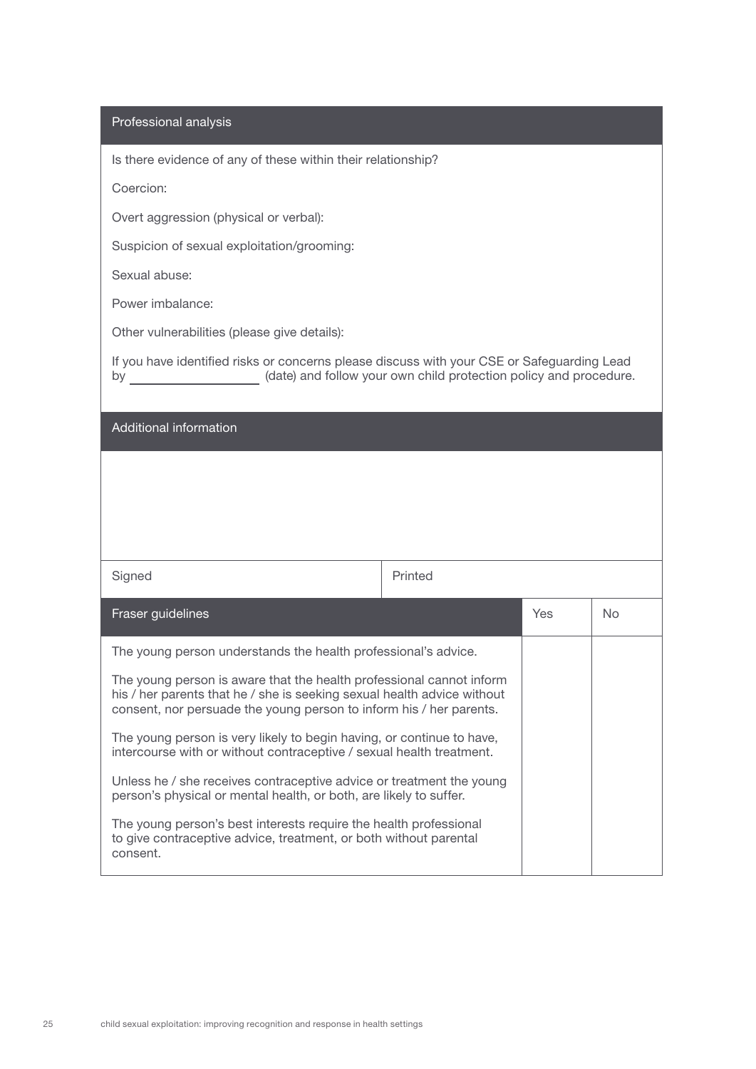## Professional analysis

Is there evidence of any of these within their relationship?

Coercion:

Overt aggression (physical or verbal):

Suspicion of sexual exploitation/grooming:

Sexual abuse:

Power imbalance:

Other vulnerabilities (please give details):

If you have identified risks or concerns please discuss with your CSE or Safeguarding Lead by ____________________ (date) and follow your own child protection policy and procedure.

## Additional information

| Signed | Printed |
|---|---|
| | |

| Fraser guidelines | Yes | No |
|---|---|---|
| The young person understands the health professional's advice. | | |
| The young person is aware that the health professional cannot inform his / her parents that he / she is seeking sexual health advice without consent, nor persuade the young person to inform his / her parents. | | |
| The young person is very likely to begin having, or continue to have, intercourse with or without contraceptive / sexual health treatment. | | |
| Unless he / she receives contraceptive advice or treatment the young person's physical or mental health, or both, are likely to suffer. | | |
| The young person's best interests require the health professional to give contraceptive advice, treatment, or both without parental consent. | | |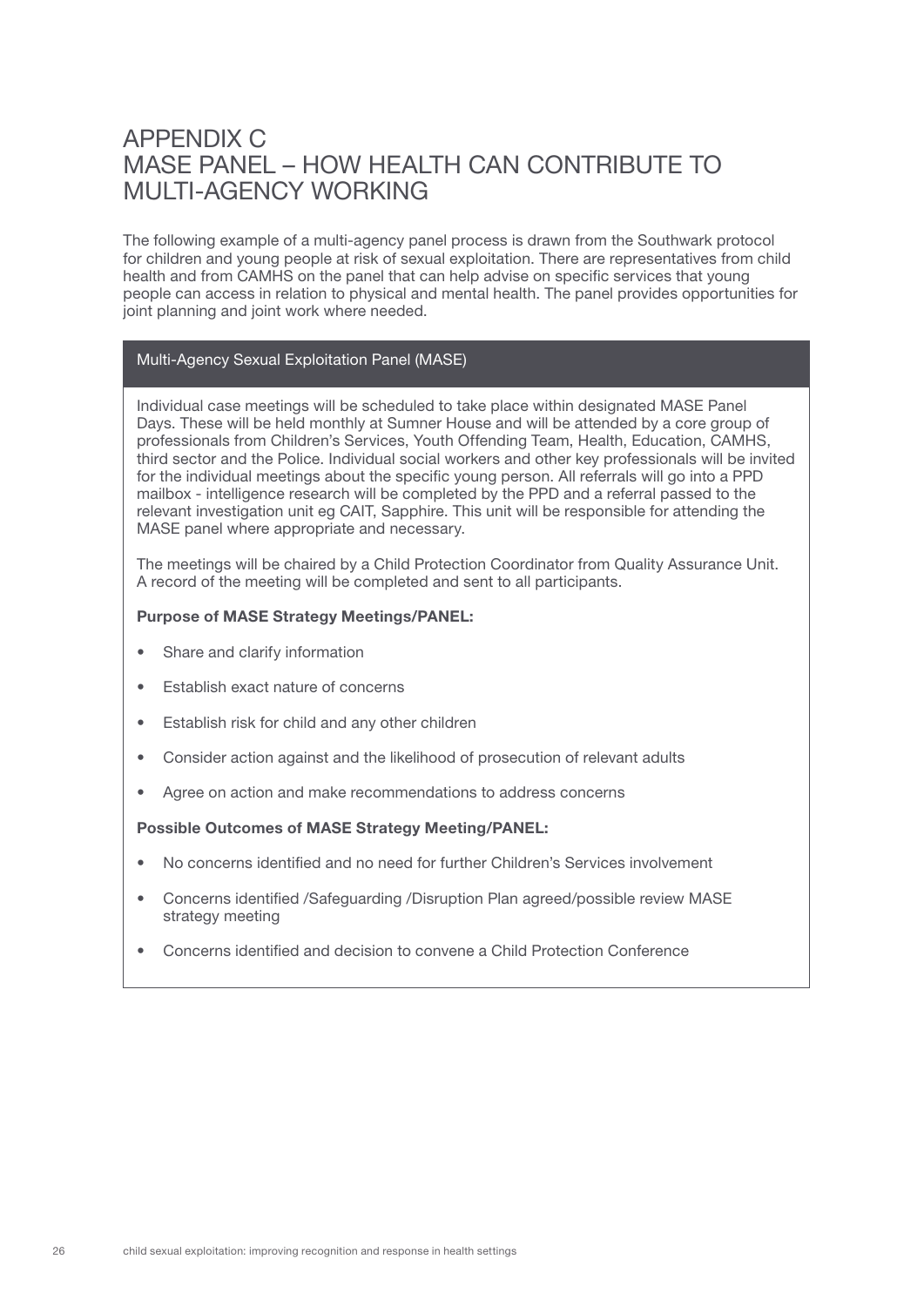# APPENDIX C
# MASE PANEL – HOW HEALTH CAN CONTRIBUTE TO MULTI-AGENCY WORKING

The following example of a multi-agency panel process is drawn from the Southwark protocol for children and young people at risk of sexual exploitation. There are representatives from child health and from CAMHS on the panel that can help advise on specific services that young people can access in relation to physical and mental health. The panel provides opportunities for joint planning and joint work where needed.

## Multi-Agency Sexual Exploitation Panel (MASE)

Individual case meetings will be scheduled to take place within designated MASE Panel Days. These will be held monthly at Sumner House and will be attended by a core group of professionals from Children's Services, Youth Offending Team, Health, Education, CAMHS, third sector and the Police. Individual social workers and other key professionals will be invited for the individual meetings about the specific young person. All referrals will go into a PPD mailbox - intelligence research will be completed by the PPD and a referral passed to the relevant investigation unit eg CAIT, Sapphire. This unit will be responsible for attending the MASE panel where appropriate and necessary.

The meetings will be chaired by a Child Protection Coordinator from Quality Assurance Unit. A record of the meeting will be completed and sent to all participants.

**Purpose of MASE Strategy Meetings/PANEL:**

- Share and clarify information
- Establish exact nature of concerns
- Establish risk for child and any other children
- Consider action against and the likelihood of prosecution of relevant adults
- Agree on action and make recommendations to address concerns

**Possible Outcomes of MASE Strategy Meeting/PANEL:**

- No concerns identified and no need for further Children's Services involvement
- Concerns identified /Safeguarding /Disruption Plan agreed/possible review MASE strategy meeting
- Concerns identified and decision to convene a Child Protection Conference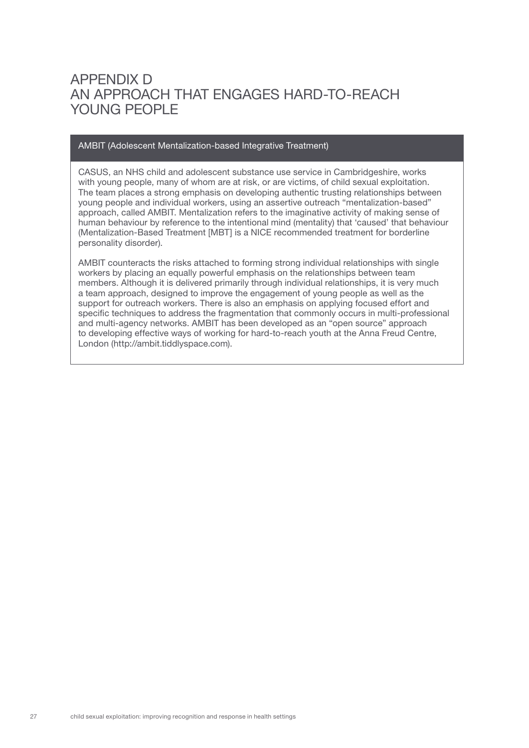# APPENDIX D
# AN APPROACH THAT ENGAGES HARD-TO-REACH YOUNG PEOPLE

**AMBIT (Adolescent Mentalization-based Integrative Treatment)**

CASUS, an NHS child and adolescent substance use service in Cambridgeshire, works with young people, many of whom are at risk, or are victims, of child sexual exploitation. The team places a strong emphasis on developing authentic trusting relationships between young people and individual workers, using an assertive outreach "mentalization-based" approach, called AMBIT. Mentalization refers to the imaginative activity of making sense of human behaviour by reference to the intentional mind (mentality) that 'caused' that behaviour (Mentalization-Based Treatment [MBT] is a NICE recommended treatment for borderline personality disorder).

AMBIT counteracts the risks attached to forming strong individual relationships with single workers by placing an equally powerful emphasis on the relationships between team members. Although it is delivered primarily through individual relationships, it is very much a team approach, designed to improve the engagement of young people as well as the support for outreach workers. There is also an emphasis on applying focused effort and specific techniques to address the fragmentation that commonly occurs in multi-professional and multi-agency networks. AMBIT has been developed as an "open source" approach to developing effective ways of working for hard-to-reach youth at the Anna Freud Centre, London (http://ambit.tiddlyspace.com).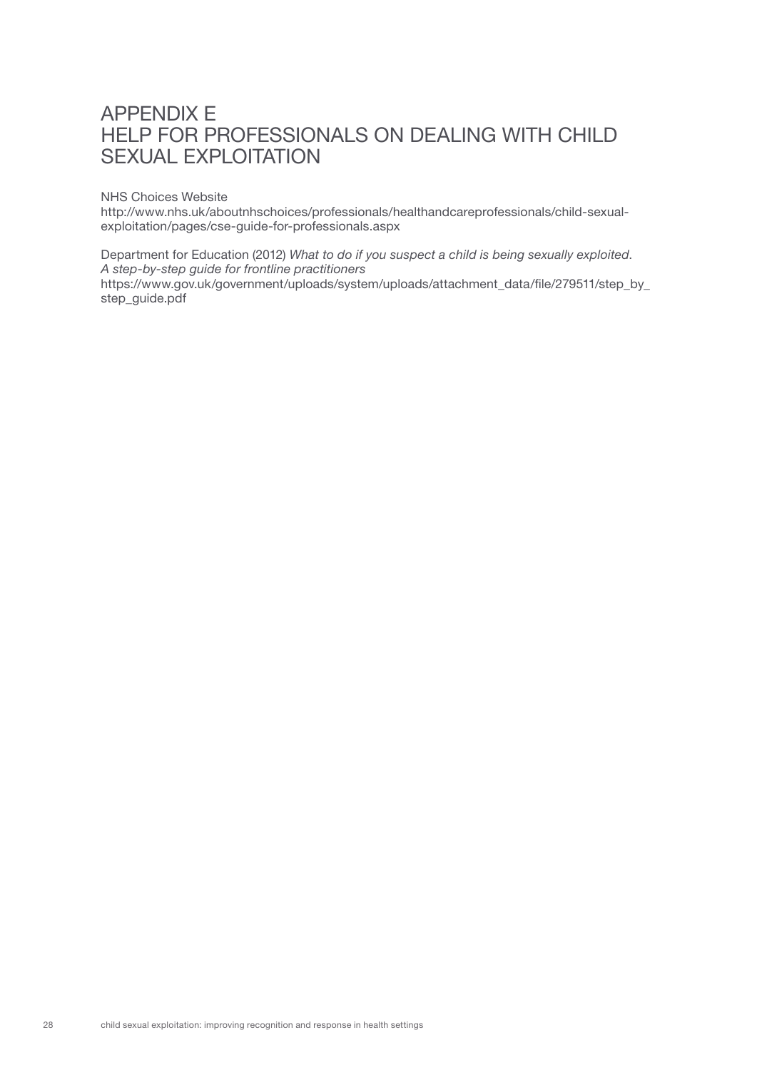# APPENDIX E
# HELP FOR PROFESSIONALS ON DEALING WITH CHILD SEXUAL EXPLOITATION

NHS Choices Website
http://www.nhs.uk/aboutnhschoices/professionals/healthandcareprofessionals/child-sexual-exploitation/pages/cse-guide-for-professionals.aspx

Department for Education (2012) *What to do if you suspect a child is being sexually exploited. A step-by-step guide for frontline practitioners*
https://www.gov.uk/government/uploads/system/uploads/attachment_data/file/279511/step_by_step_guide.pdf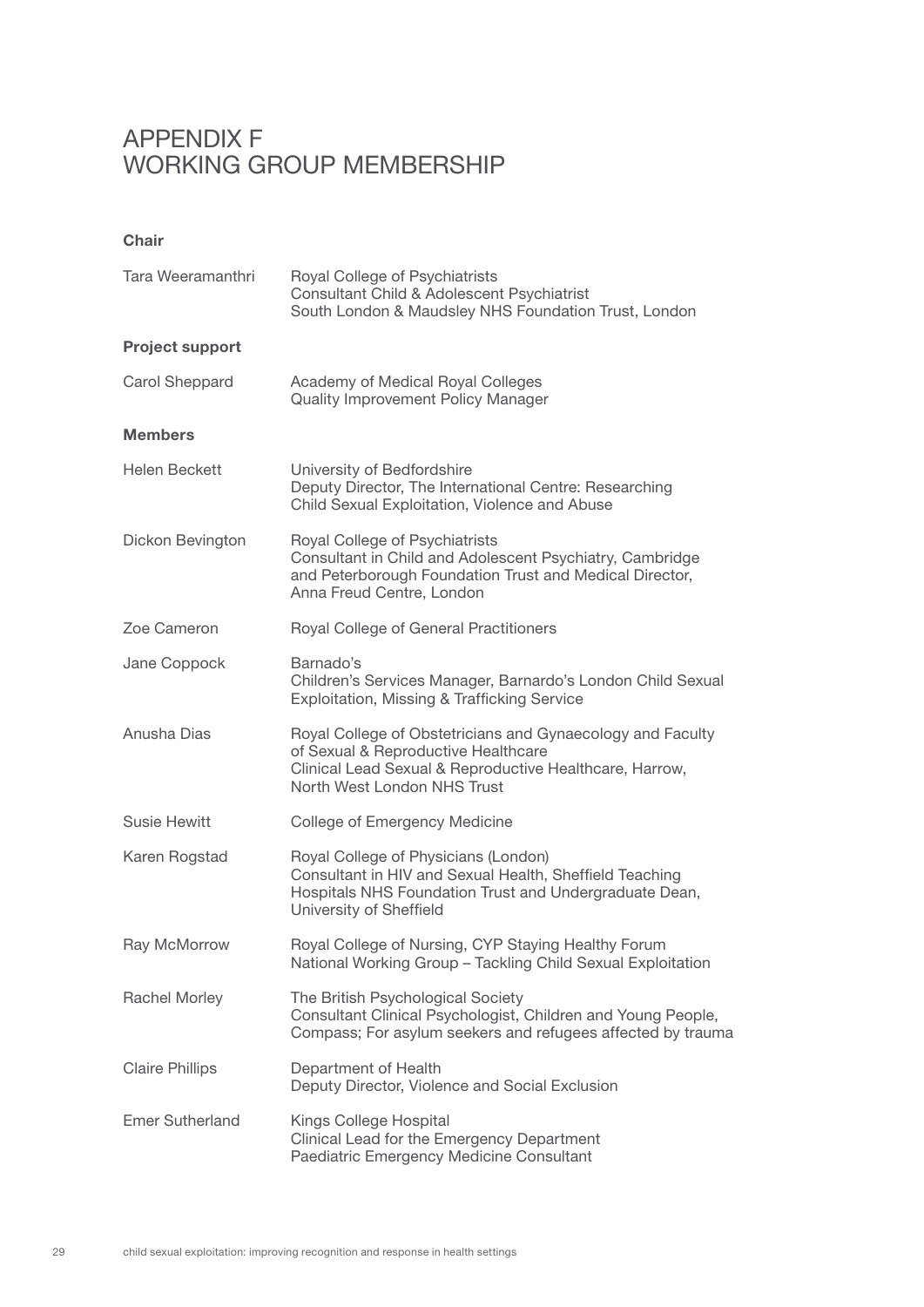# APPENDIX F
# WORKING GROUP MEMBERSHIP

**Chair**

| | |
|---|---|
| Tara Weeramanthri | Royal College of Psychiatrists<br>Consultant Child & Adolescent Psychiatrist<br>South London & Maudsley NHS Foundation Trust, London |

**Project support**

| | |
|---|---|
| Carol Sheppard | Academy of Medical Royal Colleges<br>Quality Improvement Policy Manager |

**Members**

| | |
|---|---|
| Helen Beckett | University of Bedfordshire<br>Deputy Director, The International Centre: Researching Child Sexual Exploitation, Violence and Abuse |
| Dickon Bevington | Royal College of Psychiatrists<br>Consultant in Child and Adolescent Psychiatry, Cambridge and Peterborough Foundation Trust and Medical Director, Anna Freud Centre, London |
| Zoe Cameron | Royal College of General Practitioners |
| Jane Coppock | Barnado's<br>Children's Services Manager, Barnardo's London Child Sexual Exploitation, Missing & Trafficking Service |
| Anusha Dias | Royal College of Obstetricians and Gynaecology and Faculty of Sexual & Reproductive Healthcare<br>Clinical Lead Sexual & Reproductive Healthcare, Harrow, North West London NHS Trust |
| Susie Hewitt | College of Emergency Medicine |
| Karen Rogstad | Royal College of Physicians (London)<br>Consultant in HIV and Sexual Health, Sheffield Teaching Hospitals NHS Foundation Trust and Undergraduate Dean, University of Sheffield |
| Ray McMorrow | Royal College of Nursing, CYP Staying Healthy Forum<br>National Working Group – Tackling Child Sexual Exploitation |
| Rachel Morley | The British Psychological Society<br>Consultant Clinical Psychologist, Children and Young People, Compass; For asylum seekers and refugees affected by trauma |
| Claire Phillips | Department of Health<br>Deputy Director, Violence and Social Exclusion |
| Emer Sutherland | Kings College Hospital<br>Clinical Lead for the Emergency Department<br>Paediatric Emergency Medicine Consultant |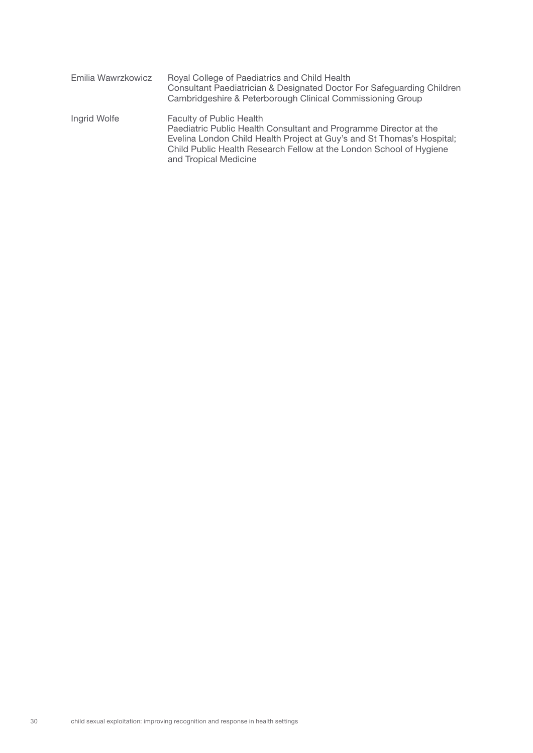| | |
|---|---|
| Emilia Wawrzkowicz | Royal College of Paediatrics and Child Health<br>Consultant Paediatrician & Designated Doctor For Safeguarding Children<br>Cambridgeshire & Peterborough Clinical Commissioning Group |
| Ingrid Wolfe | Faculty of Public Health<br>Paediatric Public Health Consultant and Programme Director at the Evelina London Child Health Project at Guy's and St Thomas's Hospital; Child Public Health Research Fellow at the London School of Hygiene and Tropical Medicine |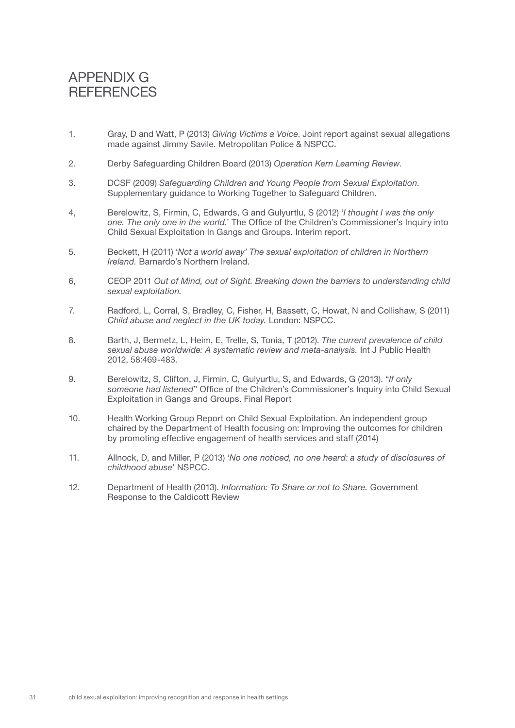# APPENDIX G REFERENCES

1. Gray, D and Watt, P (2013) *Giving Victims a Voice*. Joint report against sexual allegations made against Jimmy Savile. Metropolitan Police & NSPCC.

2. Derby Safeguarding Children Board (2013) *Operation Kern Learning Review*.

3. DCSF (2009) *Safeguarding Children and Young People from Sexual Exploitation*. Supplementary guidance to Working Together to Safeguard Children.

4, Berelowitz, S, Firmin, C, Edwards, G and Gulyurtlu, S (2012) '*I thought I was the only one. The only one in the world.*' The Office of the Children's Commissioner's Inquiry into Child Sexual Exploitation In Gangs and Groups. Interim report.

5. Beckett, H (2011) *'Not a world away' The sexual exploitation of children in Northern Ireland.* Barnardo's Northern Ireland.

6, CEOP 2011 *Out of Mind, out of Sight. Breaking down the barriers to understanding child sexual exploitation.*

7. Radford, L, Corral, S, Bradley, C, Fisher, H, Bassett, C, Howat, N and Collishaw, S (2011) *Child abuse and neglect in the UK today.* London: NSPCC.

8. Barth, J, Bermetz, L, Heim, E, Trelle, S, Tonia, T (2012). *The current prevalence of child sexual abuse worldwide: A systematic review and meta-analysis.* Int J Public Health 2012, 58:469-483.

9. Berelowitz, S, Clifton, J, Firmin, C, Gulyurtlu, S, and Edwards, G (2013). "*If only someone had listened*" Office of the Children's Commissioner's Inquiry into Child Sexual Exploitation in Gangs and Groups. Final Report

10. Health Working Group Report on Child Sexual Exploitation. An independent group chaired by the Department of Health focusing on: Improving the outcomes for children by promoting effective engagement of health services and staff (2014)

11. Allnock, D, and Miller, P (2013) '*No one noticed, no one heard: a study of disclosures of childhood abuse*' NSPCC.

12. Department of Health (2013). *Information: To Share or not to Share.* Government Response to the Caldicott Review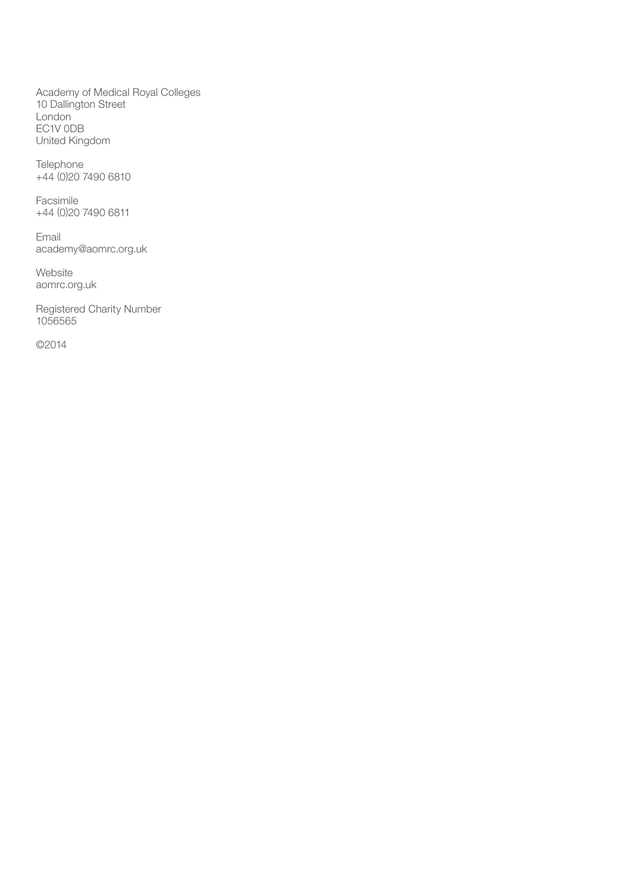Academy of Medical Royal Colleges
10 Dallington Street
London
EC1V 0DB
United Kingdom

Telephone
+44 (0)20 7490 6810

Facsimile
+44 (0)20 7490 6811

Email
academy@aomrc.org.uk

Website
aomrc.org.uk

Registered Charity Number
1056565

©2014